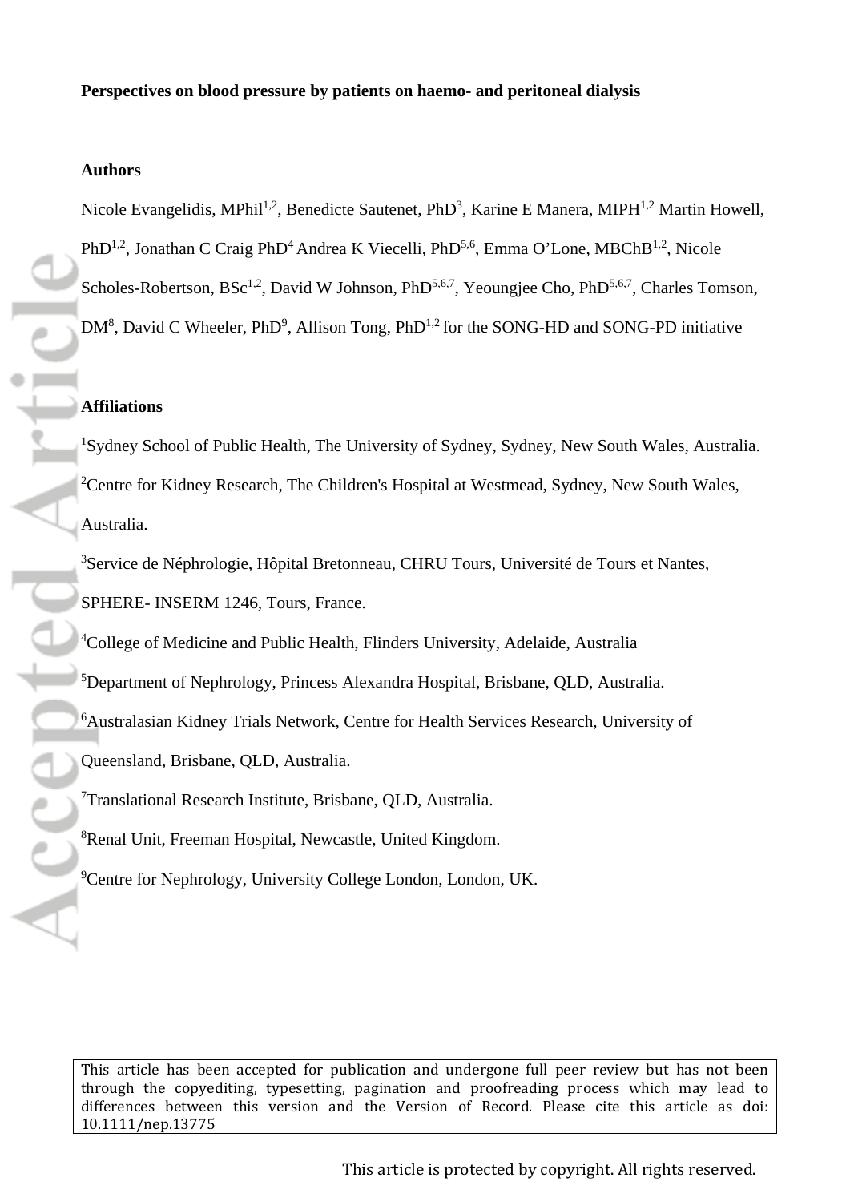**Perspectives on blood pressure by patients on haemo- and peritoneal dialysis**

**Authors**

Nicole Evangelidis, MPhil[1,2], Benedicte Sautenet, PhD[3], Karine E Manera, MIPH[1,2] Martin Howell, PhD[1,2], Jonathan C Craig PhD[4] Andrea K Viecelli, PhD[5,6], Emma O'Lone, MBChB[1,2], Nicole Scholes-Robertson, BSc[1,2], David W Johnson, PhD[5,6,7], Yeoungjee Cho, PhD[5,6,7], Charles Tomson, DM[8], David C Wheeler, PhD[9], Allison Tong, PhD[1,2] for the SONG-HD and SONG-PD initiative

**Affiliations**

[1]Sydney School of Public Health, The University of Sydney, Sydney, New South Wales, Australia.

[2]Centre for Kidney Research, The Children's Hospital at Westmead, Sydney, New South Wales, Australia.

[3]Service de Néphrologie, Hôpital Bretonneau, CHRU Tours, Université de Tours et Nantes, SPHERE- INSERM 1246, Tours, France.

[4]College of Medicine and Public Health, Flinders University, Adelaide, Australia

[5]Department of Nephrology, Princess Alexandra Hospital, Brisbane, QLD, Australia.

[6]Australasian Kidney Trials Network, Centre for Health Services Research, University of Queensland, Brisbane, QLD, Australia.

[7]Translational Research Institute, Brisbane, QLD, Australia.

[8]Renal Unit, Freeman Hospital, Newcastle, United Kingdom.

[9]Centre for Nephrology, University College London, London, UK.

This article has been accepted for publication and undergone full peer review but has not been through the copyediting, typesetting, pagination and proofreading process which may lead to differences between this version and the Version of Record. Please cite this article as doi: 10.1111/nep.13775

This article is protected by copyright. All rights reserved.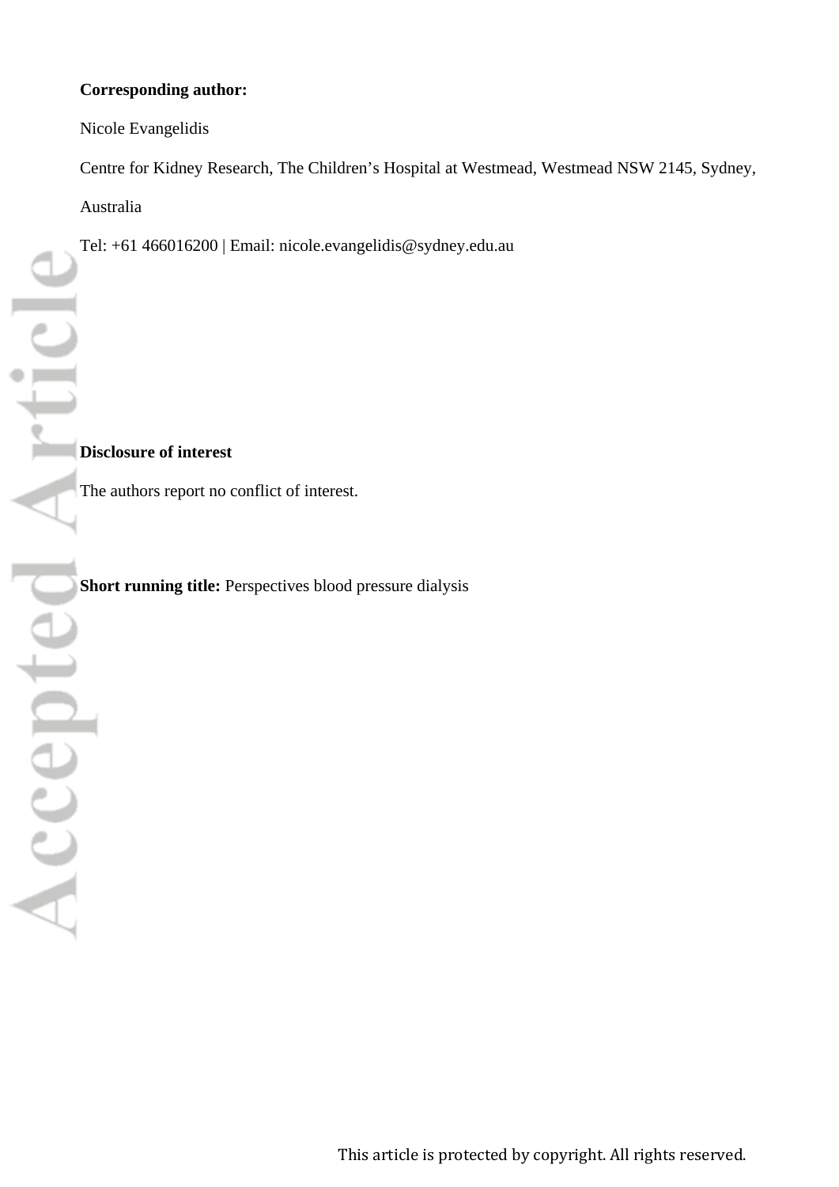**Corresponding author:**

Nicole Evangelidis

Centre for Kidney Research, The Children's Hospital at Westmead, Westmead NSW 2145, Sydney, Australia

Tel: +61 466016200 | Email: nicole.evangelidis@sydney.edu.au

**Disclosure of interest**

The authors report no conflict of interest.

**Short running title:** Perspectives blood pressure dialysis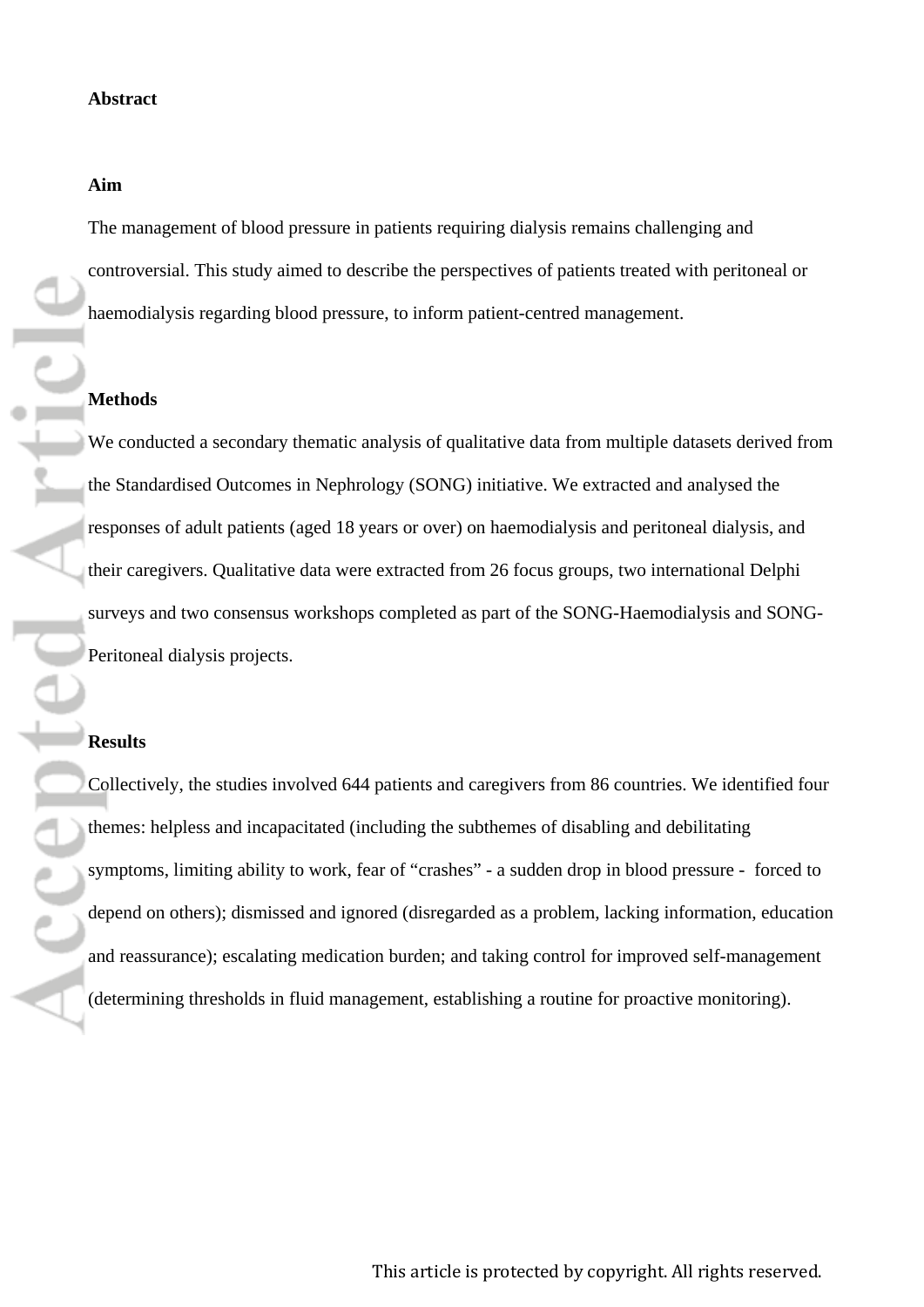## Abstract

### Aim

The management of blood pressure in patients requiring dialysis remains challenging and controversial. This study aimed to describe the perspectives of patients treated with peritoneal or haemodialysis regarding blood pressure, to inform patient-centred management.

### Methods

We conducted a secondary thematic analysis of qualitative data from multiple datasets derived from the Standardised Outcomes in Nephrology (SONG) initiative. We extracted and analysed the responses of adult patients (aged 18 years or over) on haemodialysis and peritoneal dialysis, and their caregivers. Qualitative data were extracted from 26 focus groups, two international Delphi surveys and two consensus workshops completed as part of the SONG-Haemodialysis and SONG-Peritoneal dialysis projects.

### Results

Collectively, the studies involved 644 patients and caregivers from 86 countries. We identified four themes: helpless and incapacitated (including the subthemes of disabling and debilitating symptoms, limiting ability to work, fear of "crashes" - a sudden drop in blood pressure - forced to depend on others); dismissed and ignored (disregarded as a problem, lacking information, education and reassurance); escalating medication burden; and taking control for improved self-management (determining thresholds in fluid management, establishing a routine for proactive monitoring).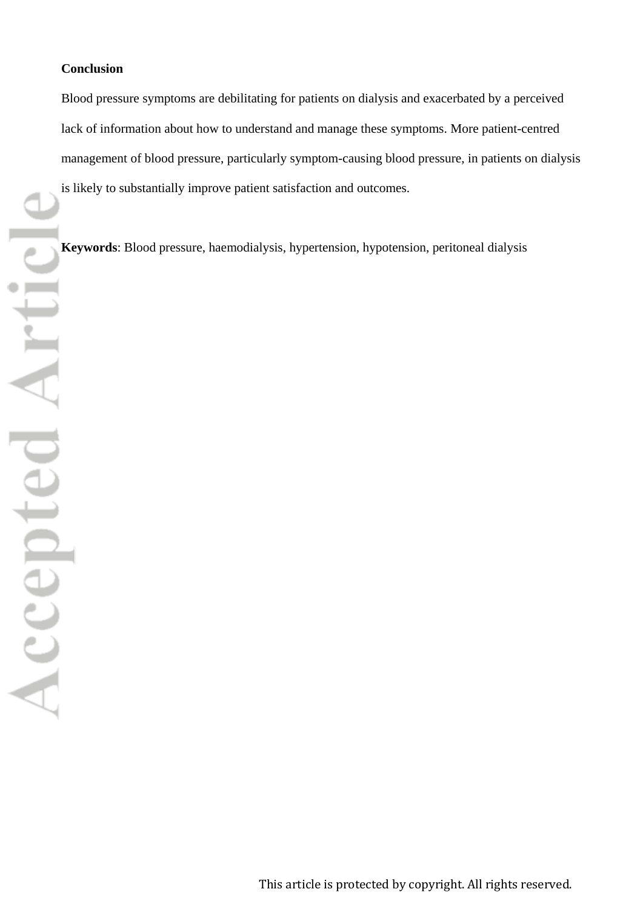**Conclusion**

Blood pressure symptoms are debilitating for patients on dialysis and exacerbated by a perceived lack of information about how to understand and manage these symptoms. More patient-centred management of blood pressure, particularly symptom-causing blood pressure, in patients on dialysis is likely to substantially improve patient satisfaction and outcomes.

**Keywords**: Blood pressure, haemodialysis, hypertension, hypotension, peritoneal dialysis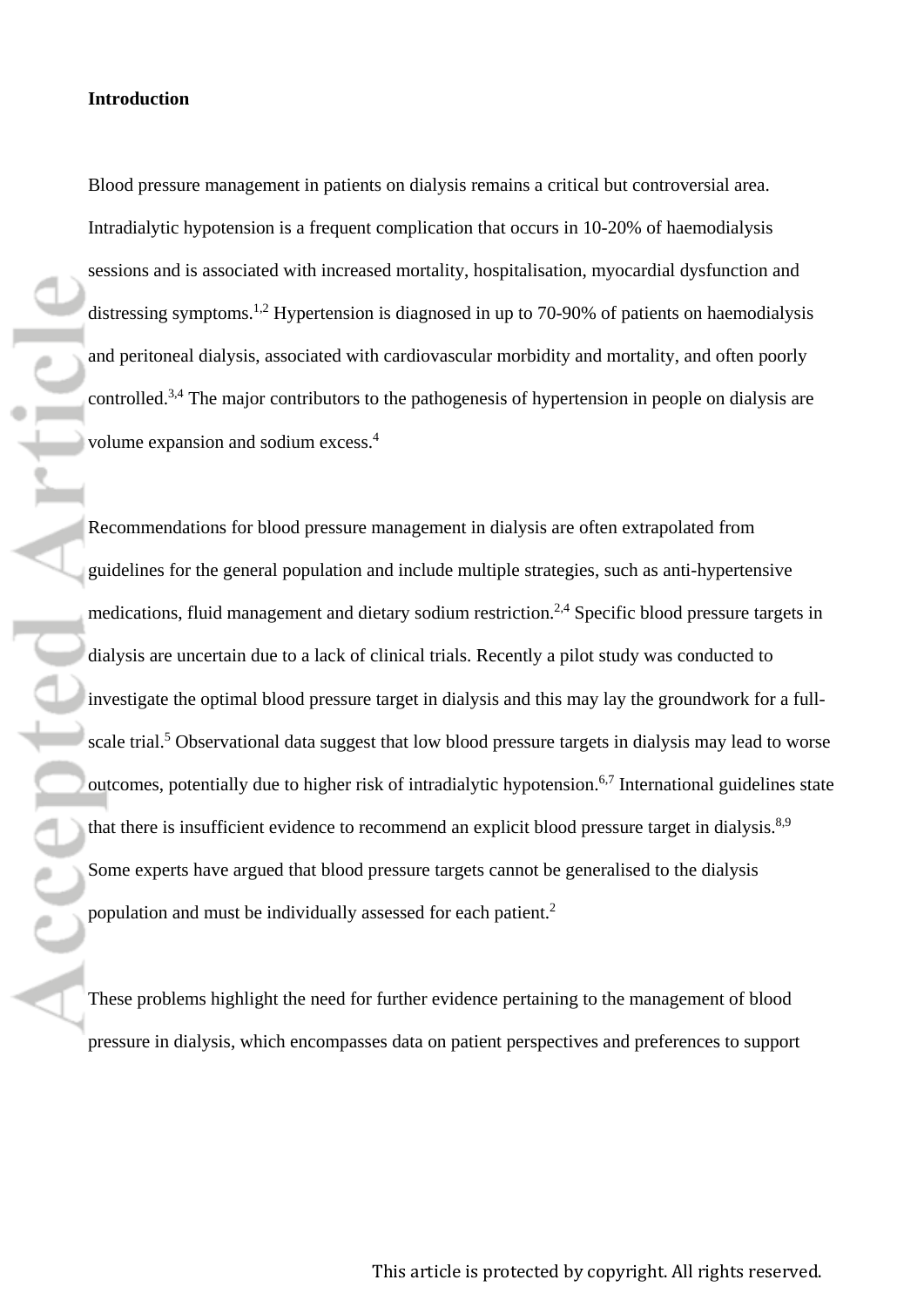**Introduction**

Blood pressure management in patients on dialysis remains a critical but controversial area. Intradialytic hypotension is a frequent complication that occurs in 10-20% of haemodialysis sessions and is associated with increased mortality, hospitalisation, myocardial dysfunction and distressing symptoms.[1,2] Hypertension is diagnosed in up to 70-90% of patients on haemodialysis and peritoneal dialysis, associated with cardiovascular morbidity and mortality, and often poorly controlled.[3,4] The major contributors to the pathogenesis of hypertension in people on dialysis are volume expansion and sodium excess.[4]

Recommendations for blood pressure management in dialysis are often extrapolated from guidelines for the general population and include multiple strategies, such as anti-hypertensive medications, fluid management and dietary sodium restriction.[2,4] Specific blood pressure targets in dialysis are uncertain due to a lack of clinical trials. Recently a pilot study was conducted to investigate the optimal blood pressure target in dialysis and this may lay the groundwork for a full-scale trial.[5] Observational data suggest that low blood pressure targets in dialysis may lead to worse outcomes, potentially due to higher risk of intradialytic hypotension.[6,7] International guidelines state that there is insufficient evidence to recommend an explicit blood pressure target in dialysis.[8,9] Some experts have argued that blood pressure targets cannot be generalised to the dialysis population and must be individually assessed for each patient.[2]

These problems highlight the need for further evidence pertaining to the management of blood pressure in dialysis, which encompasses data on patient perspectives and preferences to support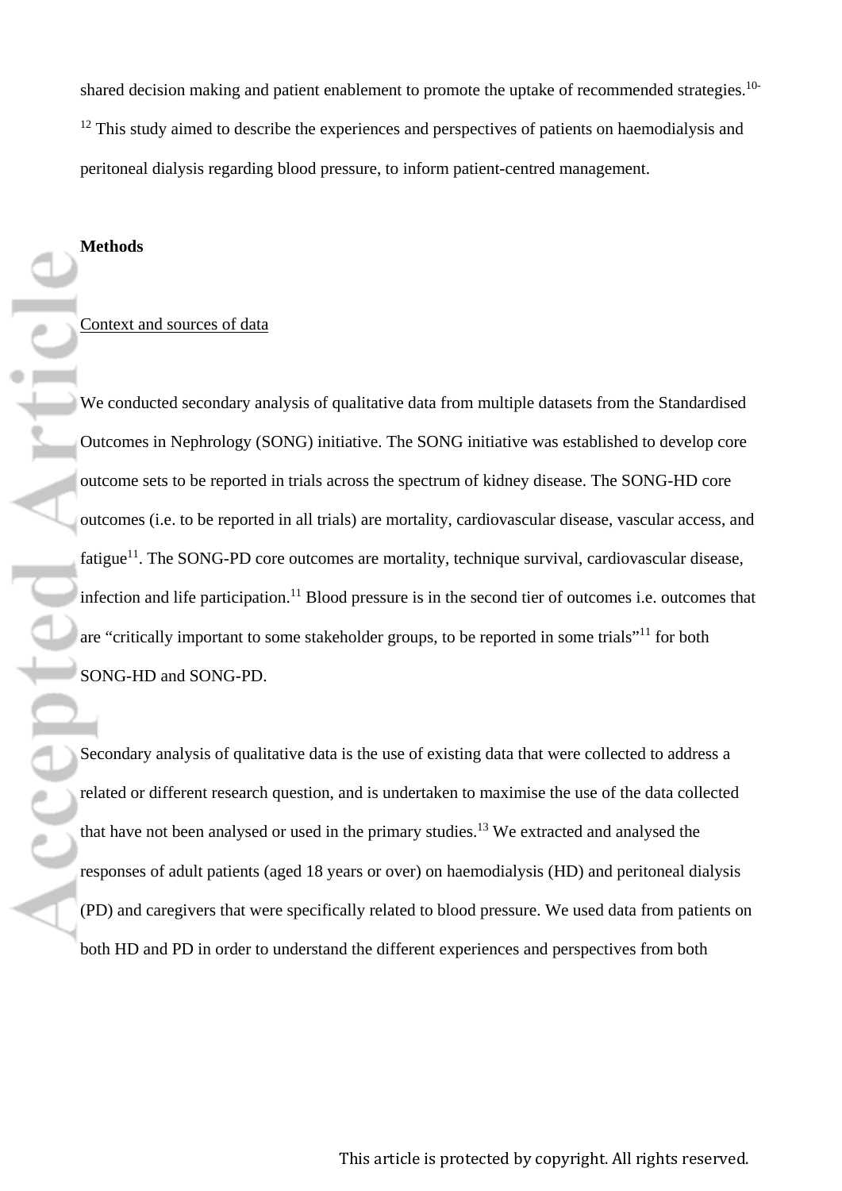shared decision making and patient enablement to promote the uptake of recommended strategies.[10-12] This study aimed to describe the experiences and perspectives of patients on haemodialysis and peritoneal dialysis regarding blood pressure, to inform patient-centred management.

## Methods

### Context and sources of data

We conducted secondary analysis of qualitative data from multiple datasets from the Standardised Outcomes in Nephrology (SONG) initiative. The SONG initiative was established to develop core outcome sets to be reported in trials across the spectrum of kidney disease. The SONG-HD core outcomes (i.e. to be reported in all trials) are mortality, cardiovascular disease, vascular access, and fatigue[11]. The SONG-PD core outcomes are mortality, technique survival, cardiovascular disease, infection and life participation.[11] Blood pressure is in the second tier of outcomes i.e. outcomes that are "critically important to some stakeholder groups, to be reported in some trials"[11] for both SONG-HD and SONG-PD.

Secondary analysis of qualitative data is the use of existing data that were collected to address a related or different research question, and is undertaken to maximise the use of the data collected that have not been analysed or used in the primary studies.[13] We extracted and analysed the responses of adult patients (aged 18 years or over) on haemodialysis (HD) and peritoneal dialysis (PD) and caregivers that were specifically related to blood pressure. We used data from patients on both HD and PD in order to understand the different experiences and perspectives from both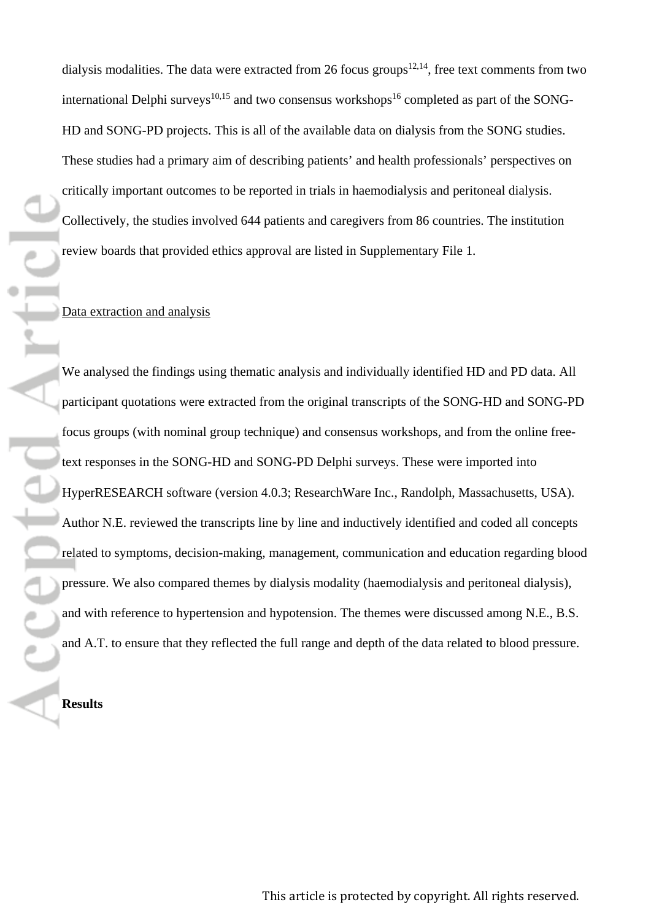dialysis modalities. The data were extracted from 26 focus groups[12,14], free text comments from two international Delphi surveys[10,15] and two consensus workshops[16] completed as part of the SONG-HD and SONG-PD projects. This is all of the available data on dialysis from the SONG studies. These studies had a primary aim of describing patients' and health professionals' perspectives on critically important outcomes to be reported in trials in haemodialysis and peritoneal dialysis. Collectively, the studies involved 644 patients and caregivers from 86 countries. The institution review boards that provided ethics approval are listed in Supplementary File 1.

Data extraction and analysis

We analysed the findings using thematic analysis and individually identified HD and PD data. All participant quotations were extracted from the original transcripts of the SONG-HD and SONG-PD focus groups (with nominal group technique) and consensus workshops, and from the online free-text responses in the SONG-HD and SONG-PD Delphi surveys. These were imported into HyperRESEARCH software (version 4.0.3; ResearchWare Inc., Randolph, Massachusetts, USA). Author N.E. reviewed the transcripts line by line and inductively identified and coded all concepts related to symptoms, decision-making, management, communication and education regarding blood pressure. We also compared themes by dialysis modality (haemodialysis and peritoneal dialysis), and with reference to hypertension and hypotension. The themes were discussed among N.E., B.S. and A.T. to ensure that they reflected the full range and depth of the data related to blood pressure.

**Results**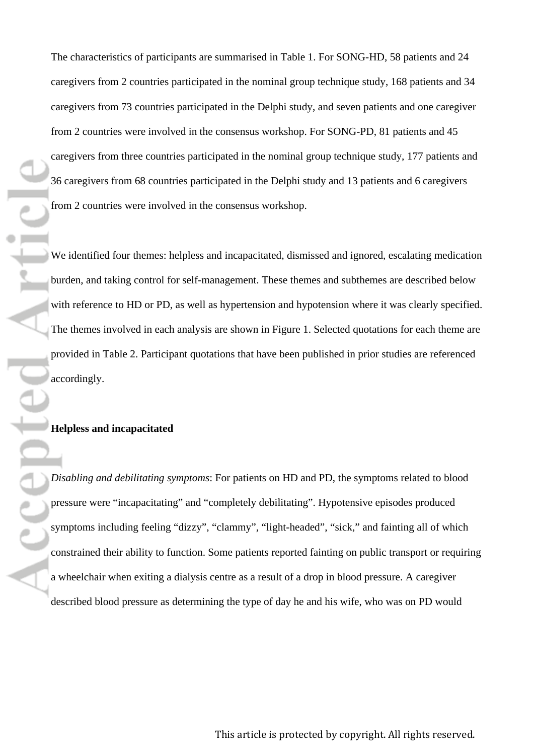The characteristics of participants are summarised in Table 1. For SONG-HD, 58 patients and 24 caregivers from 2 countries participated in the nominal group technique study, 168 patients and 34 caregivers from 73 countries participated in the Delphi study, and seven patients and one caregiver from 2 countries were involved in the consensus workshop. For SONG-PD, 81 patients and 45 caregivers from three countries participated in the nominal group technique study, 177 patients and 36 caregivers from 68 countries participated in the Delphi study and 13 patients and 6 caregivers from 2 countries were involved in the consensus workshop.

We identified four themes: helpless and incapacitated, dismissed and ignored, escalating medication burden, and taking control for self-management. These themes and subthemes are described below with reference to HD or PD, as well as hypertension and hypotension where it was clearly specified. The themes involved in each analysis are shown in Figure 1. Selected quotations for each theme are provided in Table 2. Participant quotations that have been published in prior studies are referenced accordingly.

**Helpless and incapacitated**

*Disabling and debilitating symptoms*: For patients on HD and PD, the symptoms related to blood pressure were "incapacitating" and "completely debilitating". Hypotensive episodes produced symptoms including feeling "dizzy", "clammy", "light-headed", "sick," and fainting all of which constrained their ability to function. Some patients reported fainting on public transport or requiring a wheelchair when exiting a dialysis centre as a result of a drop in blood pressure. A caregiver described blood pressure as determining the type of day he and his wife, who was on PD would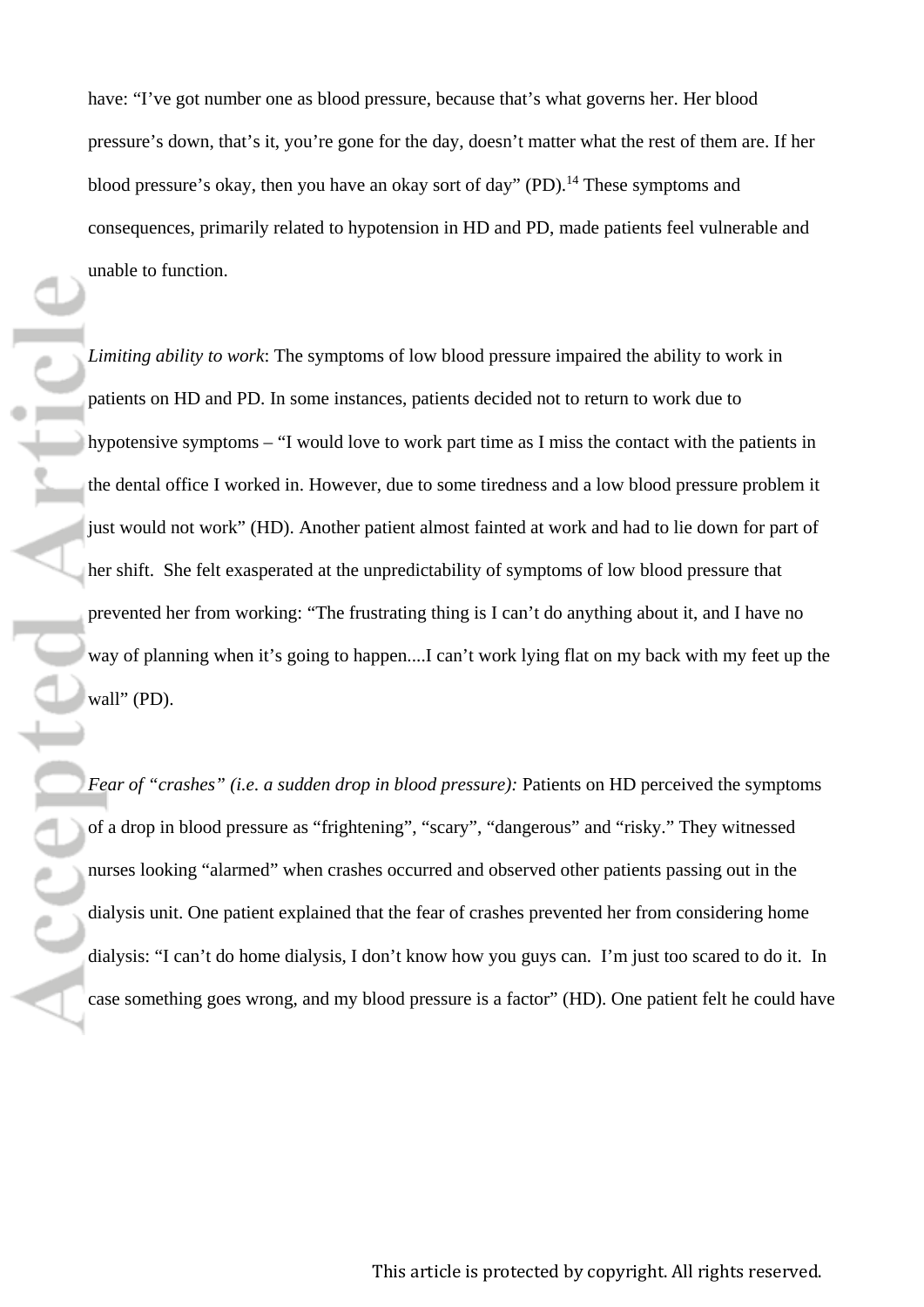have: "I've got number one as blood pressure, because that's what governs her. Her blood pressure's down, that's it, you're gone for the day, doesn't matter what the rest of them are. If her blood pressure's okay, then you have an okay sort of day" (PD).[14] These symptoms and consequences, primarily related to hypotension in HD and PD, made patients feel vulnerable and unable to function.

*Limiting ability to work*: The symptoms of low blood pressure impaired the ability to work in patients on HD and PD. In some instances, patients decided not to return to work due to hypotensive symptoms – "I would love to work part time as I miss the contact with the patients in the dental office I worked in. However, due to some tiredness and a low blood pressure problem it just would not work" (HD). Another patient almost fainted at work and had to lie down for part of her shift. She felt exasperated at the unpredictability of symptoms of low blood pressure that prevented her from working: "The frustrating thing is I can't do anything about it, and I have no way of planning when it's going to happen....I can't work lying flat on my back with my feet up the wall" (PD).

*Fear of "crashes" (i.e. a sudden drop in blood pressure):* Patients on HD perceived the symptoms of a drop in blood pressure as "frightening", "scary", "dangerous" and "risky." They witnessed nurses looking "alarmed" when crashes occurred and observed other patients passing out in the dialysis unit. One patient explained that the fear of crashes prevented her from considering home dialysis: "I can't do home dialysis, I don't know how you guys can. I'm just too scared to do it. In case something goes wrong, and my blood pressure is a factor" (HD). One patient felt he could have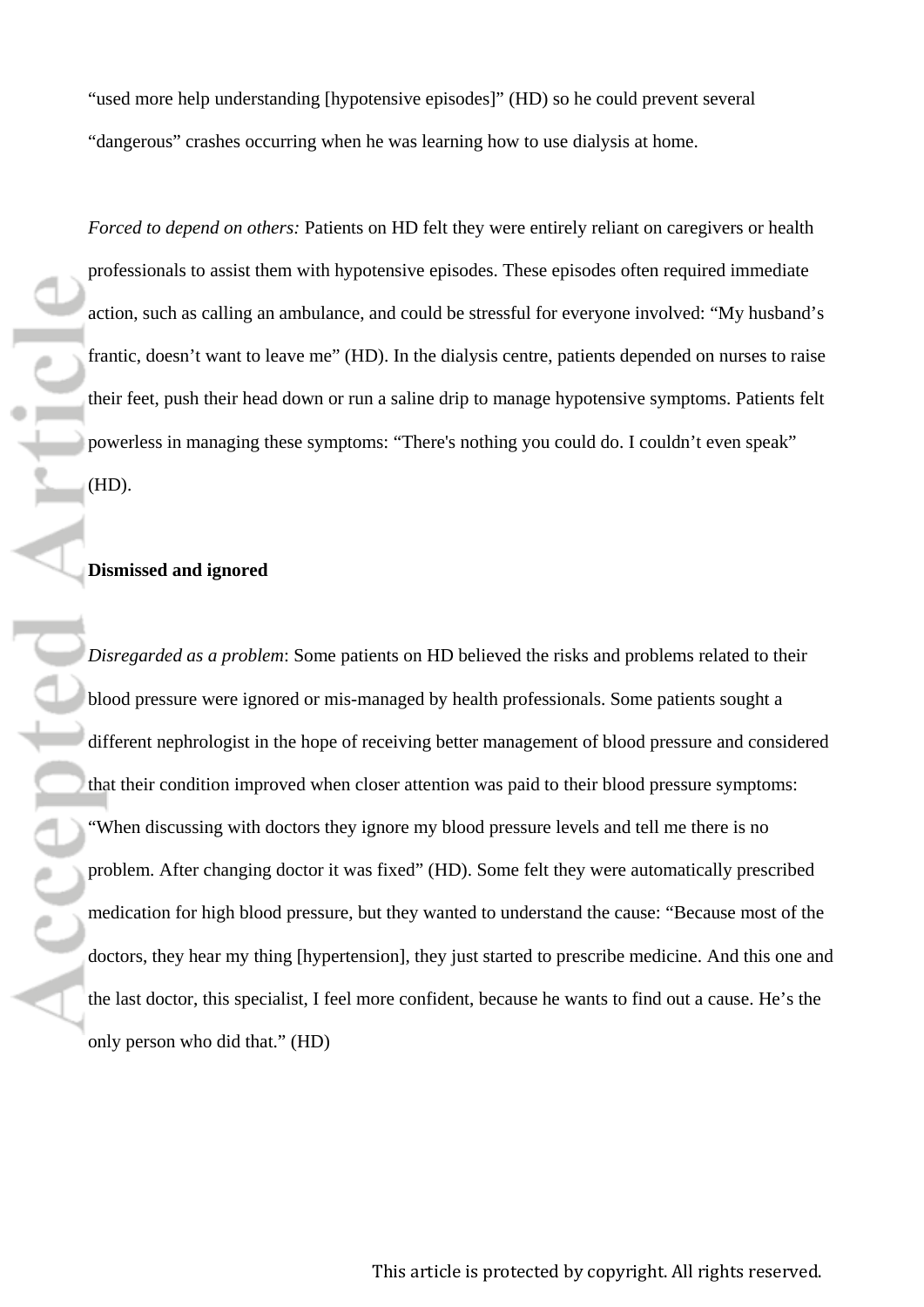"used more help understanding [hypotensive episodes]" (HD) so he could prevent several "dangerous" crashes occurring when he was learning how to use dialysis at home.

*Forced to depend on others:* Patients on HD felt they were entirely reliant on caregivers or health professionals to assist them with hypotensive episodes. These episodes often required immediate action, such as calling an ambulance, and could be stressful for everyone involved: "My husband's frantic, doesn't want to leave me" (HD). In the dialysis centre, patients depended on nurses to raise their feet, push their head down or run a saline drip to manage hypotensive symptoms. Patients felt powerless in managing these symptoms: "There's nothing you could do. I couldn't even speak" (HD).

**Dismissed and ignored**

*Disregarded as a problem*: Some patients on HD believed the risks and problems related to their blood pressure were ignored or mis-managed by health professionals. Some patients sought a different nephrologist in the hope of receiving better management of blood pressure and considered that their condition improved when closer attention was paid to their blood pressure symptoms: "When discussing with doctors they ignore my blood pressure levels and tell me there is no problem. After changing doctor it was fixed" (HD). Some felt they were automatically prescribed medication for high blood pressure, but they wanted to understand the cause: "Because most of the doctors, they hear my thing [hypertension], they just started to prescribe medicine. And this one and the last doctor, this specialist, I feel more confident, because he wants to find out a cause. He's the only person who did that." (HD)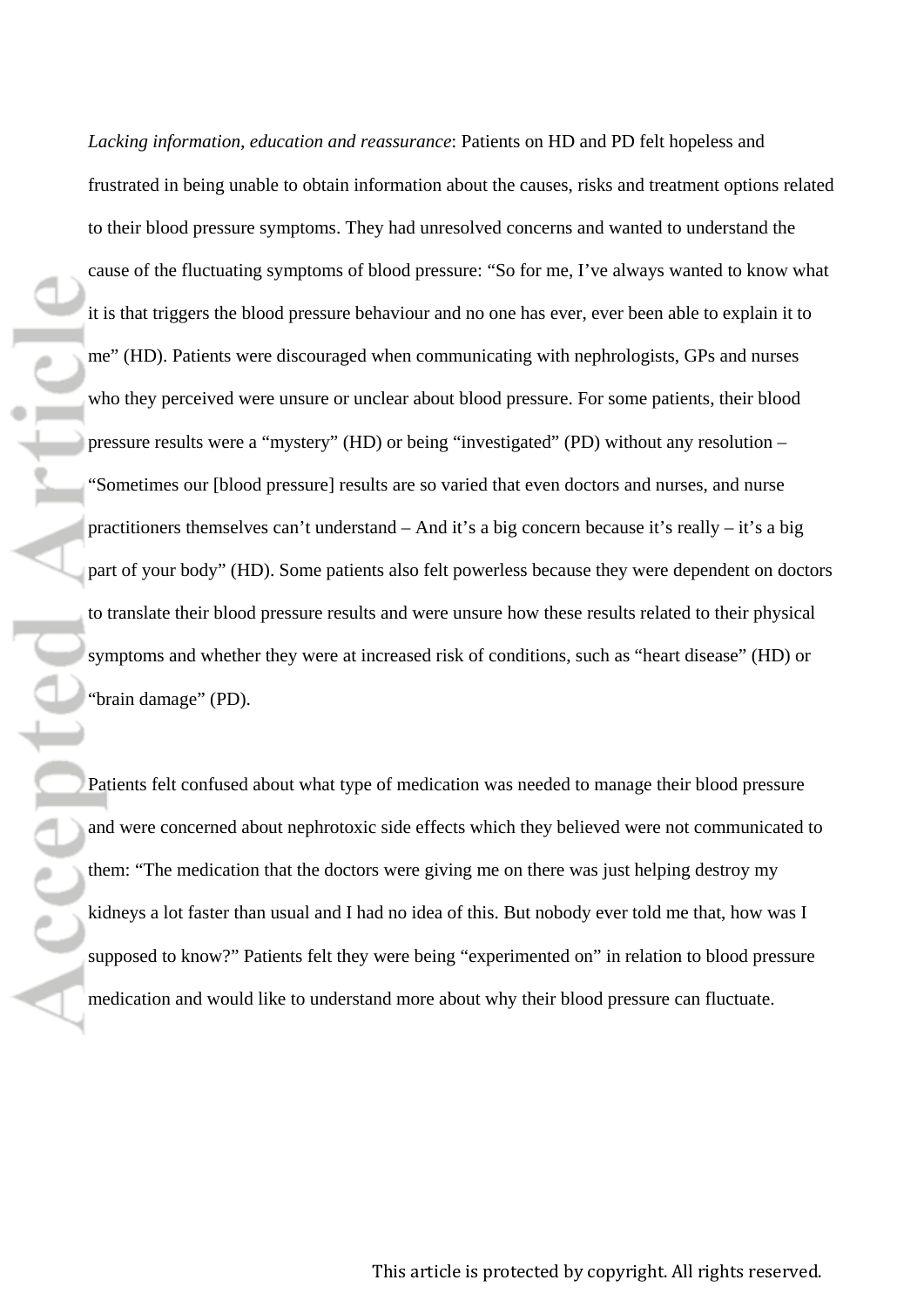*Lacking information, education and reassurance*: Patients on HD and PD felt hopeless and frustrated in being unable to obtain information about the causes, risks and treatment options related to their blood pressure symptoms. They had unresolved concerns and wanted to understand the cause of the fluctuating symptoms of blood pressure: "So for me, I've always wanted to know what it is that triggers the blood pressure behaviour and no one has ever, ever been able to explain it to me" (HD). Patients were discouraged when communicating with nephrologists, GPs and nurses who they perceived were unsure or unclear about blood pressure. For some patients, their blood pressure results were a "mystery" (HD) or being "investigated" (PD) without any resolution – "Sometimes our [blood pressure] results are so varied that even doctors and nurses, and nurse practitioners themselves can't understand – And it's a big concern because it's really – it's a big part of your body" (HD). Some patients also felt powerless because they were dependent on doctors to translate their blood pressure results and were unsure how these results related to their physical symptoms and whether they were at increased risk of conditions, such as "heart disease" (HD) or "brain damage" (PD).

Patients felt confused about what type of medication was needed to manage their blood pressure and were concerned about nephrotoxic side effects which they believed were not communicated to them: "The medication that the doctors were giving me on there was just helping destroy my kidneys a lot faster than usual and I had no idea of this. But nobody ever told me that, how was I supposed to know?" Patients felt they were being "experimented on" in relation to blood pressure medication and would like to understand more about why their blood pressure can fluctuate.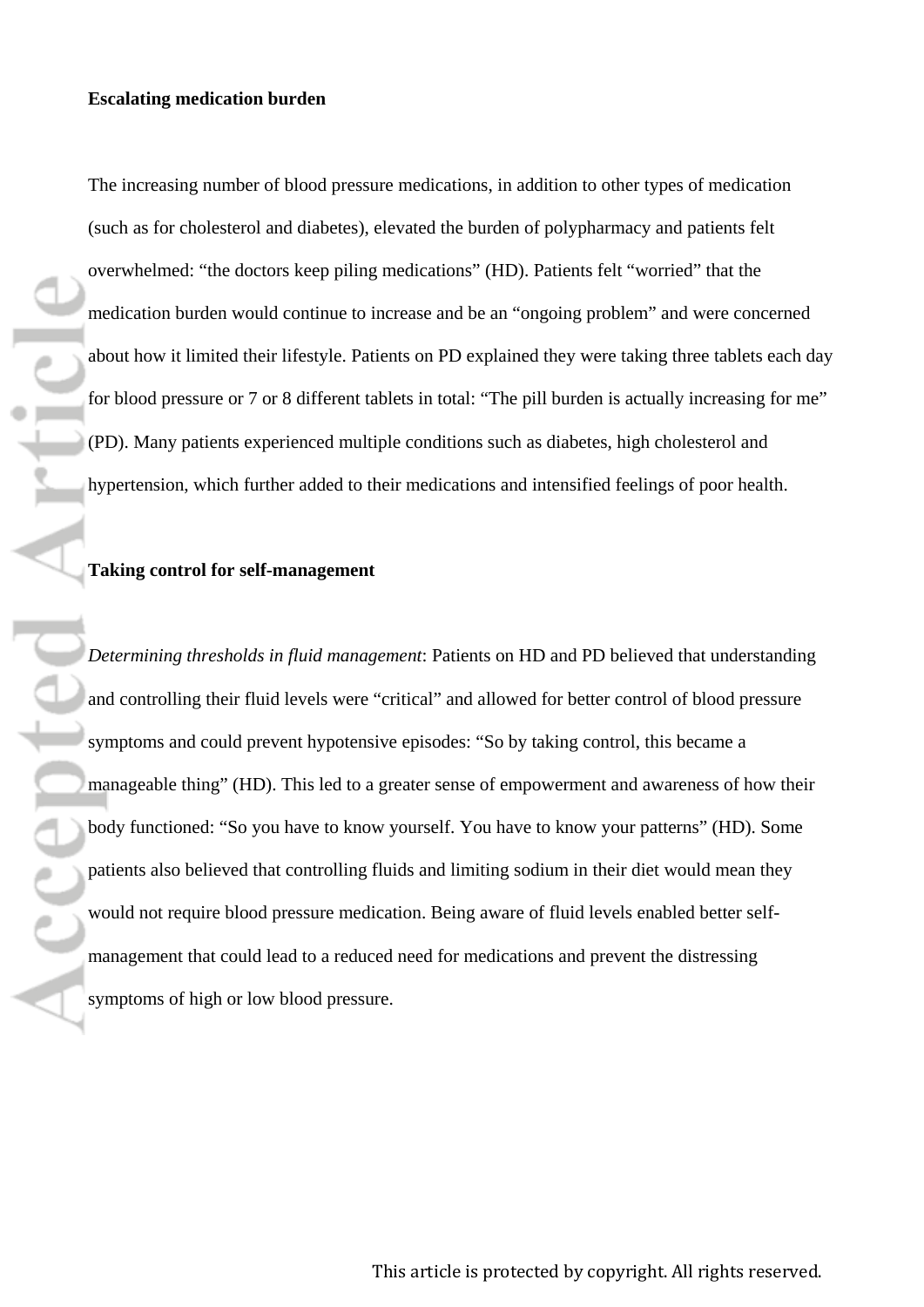**Escalating medication burden**

The increasing number of blood pressure medications, in addition to other types of medication (such as for cholesterol and diabetes), elevated the burden of polypharmacy and patients felt overwhelmed: "the doctors keep piling medications" (HD). Patients felt "worried" that the medication burden would continue to increase and be an "ongoing problem" and were concerned about how it limited their lifestyle. Patients on PD explained they were taking three tablets each day for blood pressure or 7 or 8 different tablets in total: "The pill burden is actually increasing for me" (PD). Many patients experienced multiple conditions such as diabetes, high cholesterol and hypertension, which further added to their medications and intensified feelings of poor health.

**Taking control for self-management**

*Determining thresholds in fluid management*: Patients on HD and PD believed that understanding and controlling their fluid levels were "critical" and allowed for better control of blood pressure symptoms and could prevent hypotensive episodes: "So by taking control, this became a manageable thing" (HD). This led to a greater sense of empowerment and awareness of how their body functioned: "So you have to know yourself. You have to know your patterns" (HD). Some patients also believed that controlling fluids and limiting sodium in their diet would mean they would not require blood pressure medication. Being aware of fluid levels enabled better self-management that could lead to a reduced need for medications and prevent the distressing symptoms of high or low blood pressure.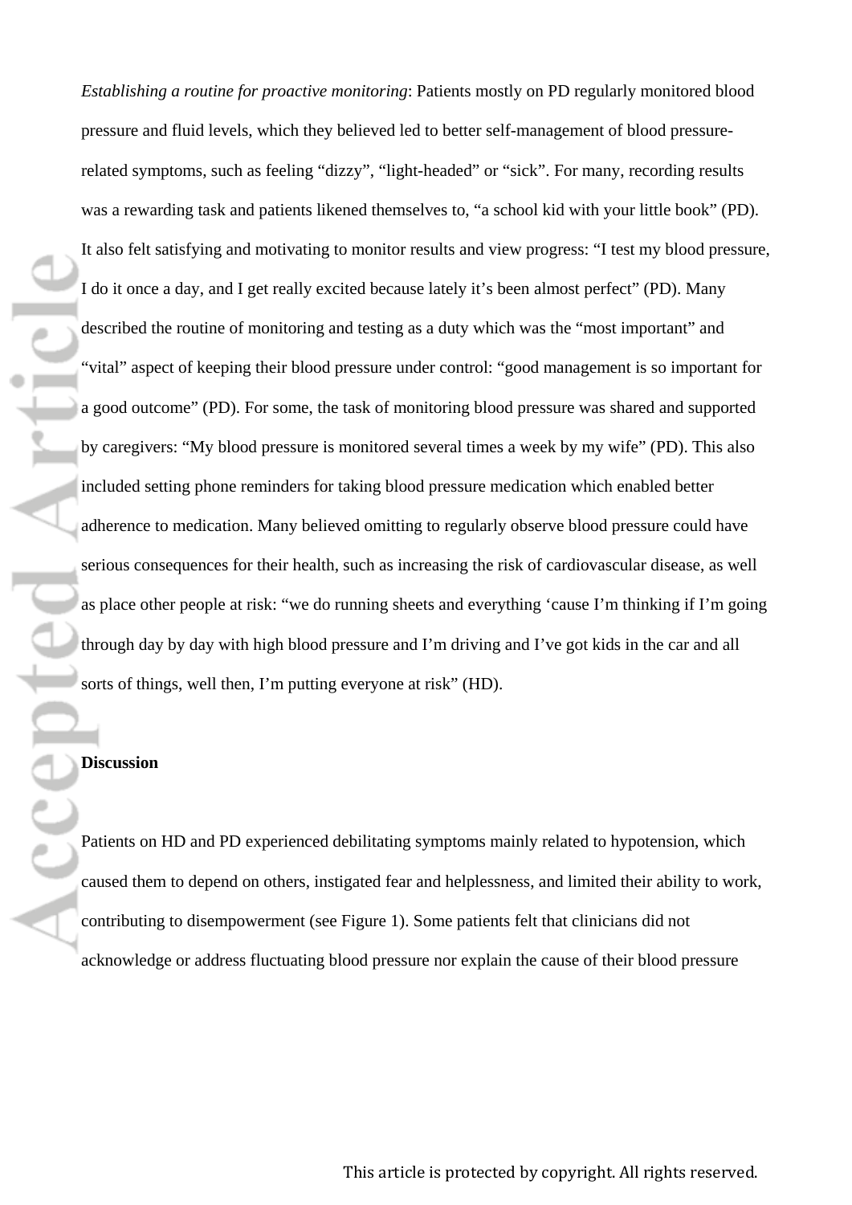*Establishing a routine for proactive monitoring*: Patients mostly on PD regularly monitored blood pressure and fluid levels, which they believed led to better self-management of blood pressure-related symptoms, such as feeling "dizzy", "light-headed" or "sick". For many, recording results was a rewarding task and patients likened themselves to, "a school kid with your little book" (PD). It also felt satisfying and motivating to monitor results and view progress: "I test my blood pressure, I do it once a day, and I get really excited because lately it's been almost perfect" (PD). Many described the routine of monitoring and testing as a duty which was the "most important" and "vital" aspect of keeping their blood pressure under control: "good management is so important for a good outcome" (PD). For some, the task of monitoring blood pressure was shared and supported by caregivers: "My blood pressure is monitored several times a week by my wife" (PD). This also included setting phone reminders for taking blood pressure medication which enabled better adherence to medication. Many believed omitting to regularly observe blood pressure could have serious consequences for their health, such as increasing the risk of cardiovascular disease, as well as place other people at risk: "we do running sheets and everything 'cause I'm thinking if I'm going through day by day with high blood pressure and I'm driving and I've got kids in the car and all sorts of things, well then, I'm putting everyone at risk" (HD).

## Discussion

Patients on HD and PD experienced debilitating symptoms mainly related to hypotension, which caused them to depend on others, instigated fear and helplessness, and limited their ability to work, contributing to disempowerment (see Figure 1). Some patients felt that clinicians did not acknowledge or address fluctuating blood pressure nor explain the cause of their blood pressure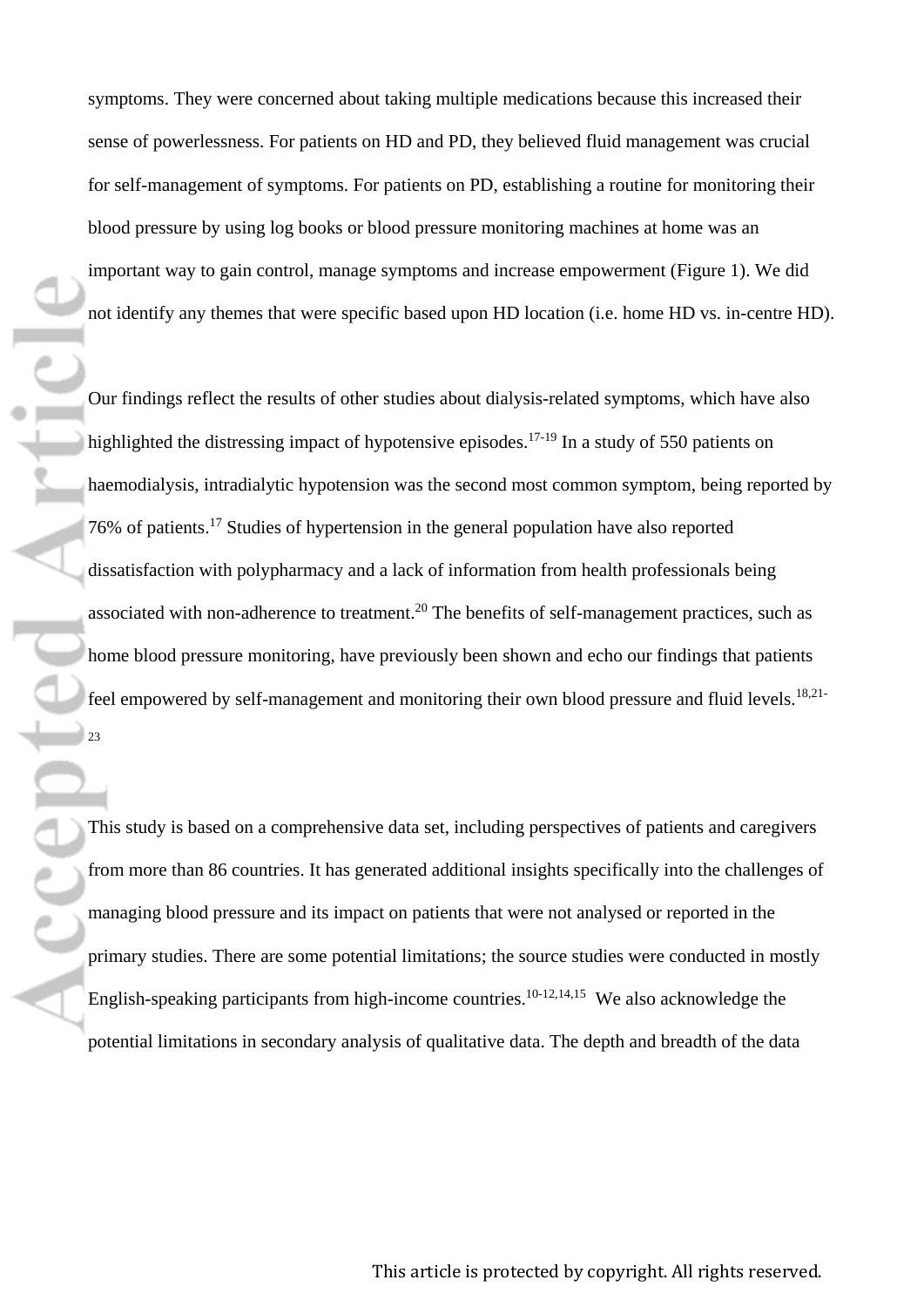symptoms. They were concerned about taking multiple medications because this increased their sense of powerlessness. For patients on HD and PD, they believed fluid management was crucial for self-management of symptoms. For patients on PD, establishing a routine for monitoring their blood pressure by using log books or blood pressure monitoring machines at home was an important way to gain control, manage symptoms and increase empowerment (Figure 1). We did not identify any themes that were specific based upon HD location (i.e. home HD vs. in-centre HD).

Our findings reflect the results of other studies about dialysis-related symptoms, which have also highlighted the distressing impact of hypotensive episodes.[17-19] In a study of 550 patients on haemodialysis, intradialytic hypotension was the second most common symptom, being reported by 76% of patients.[17] Studies of hypertension in the general population have also reported dissatisfaction with polypharmacy and a lack of information from health professionals being associated with non-adherence to treatment.[20] The benefits of self-management practices, such as home blood pressure monitoring, have previously been shown and echo our findings that patients feel empowered by self-management and monitoring their own blood pressure and fluid levels.[18,21-23]

This study is based on a comprehensive data set, including perspectives of patients and caregivers from more than 86 countries. It has generated additional insights specifically into the challenges of managing blood pressure and its impact on patients that were not analysed or reported in the primary studies. There are some potential limitations; the source studies were conducted in mostly English-speaking participants from high-income countries.[10-12,14,15] We also acknowledge the potential limitations in secondary analysis of qualitative data. The depth and breadth of the data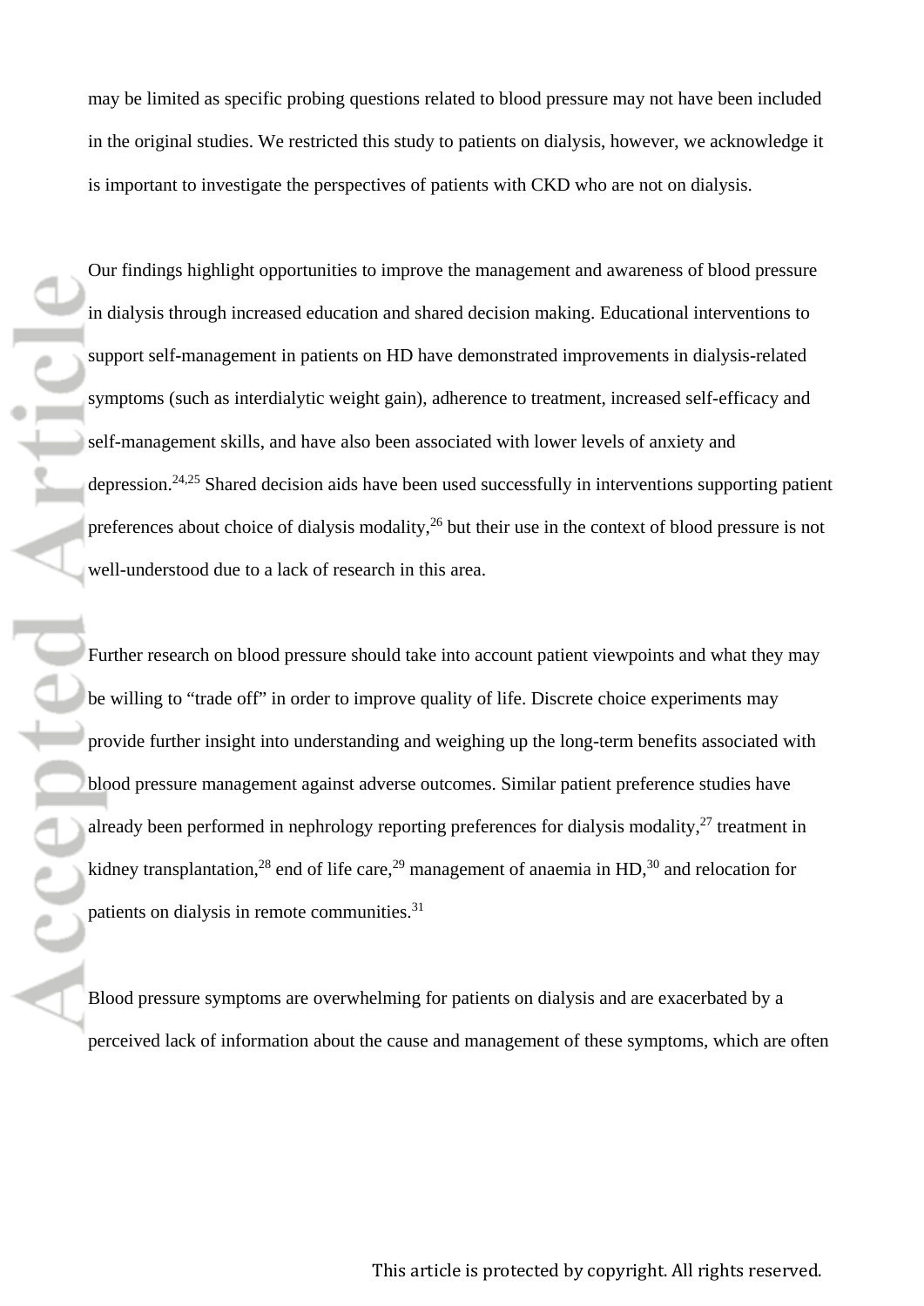may be limited as specific probing questions related to blood pressure may not have been included in the original studies. We restricted this study to patients on dialysis, however, we acknowledge it is important to investigate the perspectives of patients with CKD who are not on dialysis.

Our findings highlight opportunities to improve the management and awareness of blood pressure in dialysis through increased education and shared decision making. Educational interventions to support self-management in patients on HD have demonstrated improvements in dialysis-related symptoms (such as interdialytic weight gain), adherence to treatment, increased self-efficacy and self-management skills, and have also been associated with lower levels of anxiety and depression.[24,25] Shared decision aids have been used successfully in interventions supporting patient preferences about choice of dialysis modality,[26] but their use in the context of blood pressure is not well-understood due to a lack of research in this area.

Further research on blood pressure should take into account patient viewpoints and what they may be willing to "trade off" in order to improve quality of life. Discrete choice experiments may provide further insight into understanding and weighing up the long-term benefits associated with blood pressure management against adverse outcomes. Similar patient preference studies have already been performed in nephrology reporting preferences for dialysis modality,[27] treatment in kidney transplantation,[28] end of life care,[29] management of anaemia in HD,[30] and relocation for patients on dialysis in remote communities.[31]

Blood pressure symptoms are overwhelming for patients on dialysis and are exacerbated by a perceived lack of information about the cause and management of these symptoms, which are often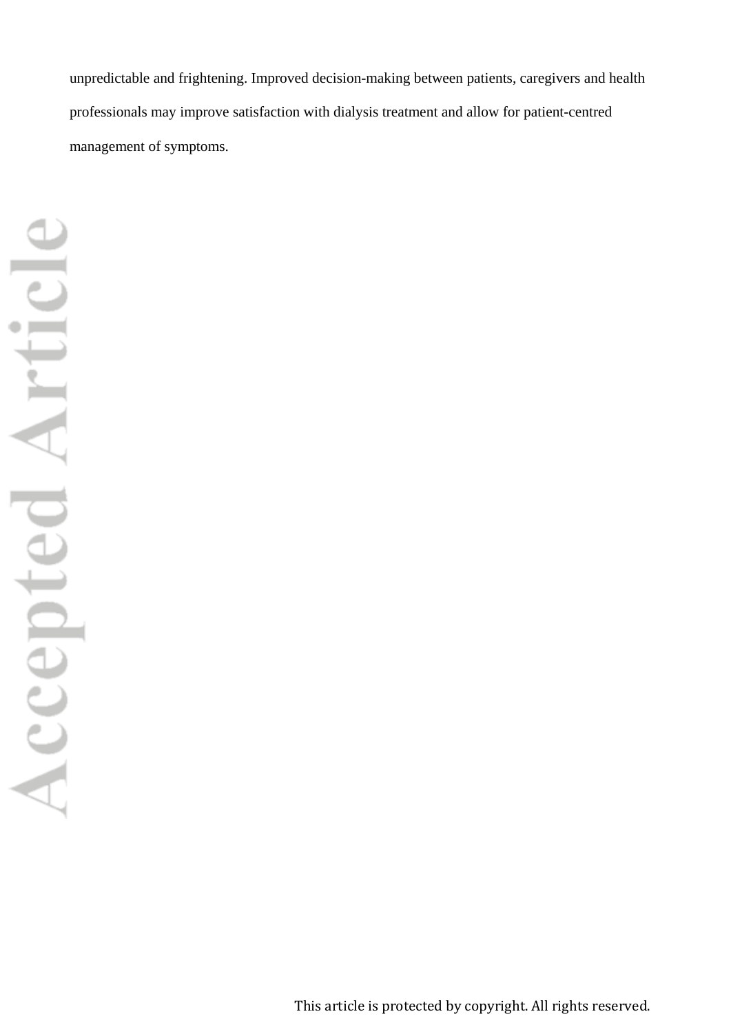unpredictable and frightening. Improved decision-making between patients, caregivers and health professionals may improve satisfaction with dialysis treatment and allow for patient-centred management of symptoms.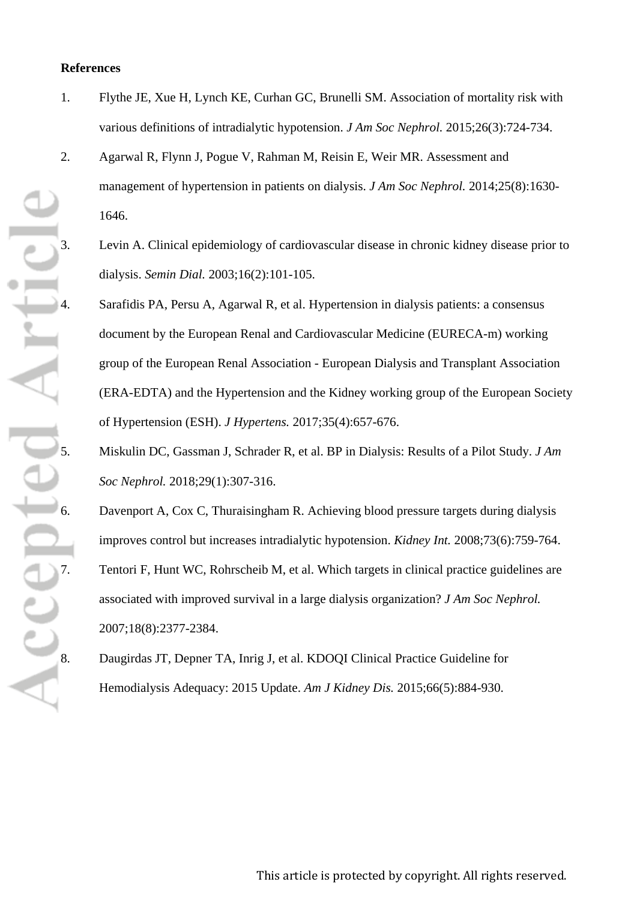**References**

1. Flythe JE, Xue H, Lynch KE, Curhan GC, Brunelli SM. Association of mortality risk with various definitions of intradialytic hypotension. *J Am Soc Nephrol.* 2015;26(3):724-734.
2. Agarwal R, Flynn J, Pogue V, Rahman M, Reisin E, Weir MR. Assessment and management of hypertension in patients on dialysis. *J Am Soc Nephrol.* 2014;25(8):1630-1646.
3. Levin A. Clinical epidemiology of cardiovascular disease in chronic kidney disease prior to dialysis. *Semin Dial.* 2003;16(2):101-105.
4. Sarafidis PA, Persu A, Agarwal R, et al. Hypertension in dialysis patients: a consensus document by the European Renal and Cardiovascular Medicine (EURECA-m) working group of the European Renal Association - European Dialysis and Transplant Association (ERA-EDTA) and the Hypertension and the Kidney working group of the European Society of Hypertension (ESH). *J Hypertens.* 2017;35(4):657-676.
5. Miskulin DC, Gassman J, Schrader R, et al. BP in Dialysis: Results of a Pilot Study. *J Am Soc Nephrol.* 2018;29(1):307-316.
6. Davenport A, Cox C, Thuraisingham R. Achieving blood pressure targets during dialysis improves control but increases intradialytic hypotension. *Kidney Int.* 2008;73(6):759-764.
7. Tentori F, Hunt WC, Rohrscheib M, et al. Which targets in clinical practice guidelines are associated with improved survival in a large dialysis organization? *J Am Soc Nephrol.* 2007;18(8):2377-2384.
8. Daugirdas JT, Depner TA, Inrig J, et al. KDOQI Clinical Practice Guideline for Hemodialysis Adequacy: 2015 Update. *Am J Kidney Dis.* 2015;66(5):884-930.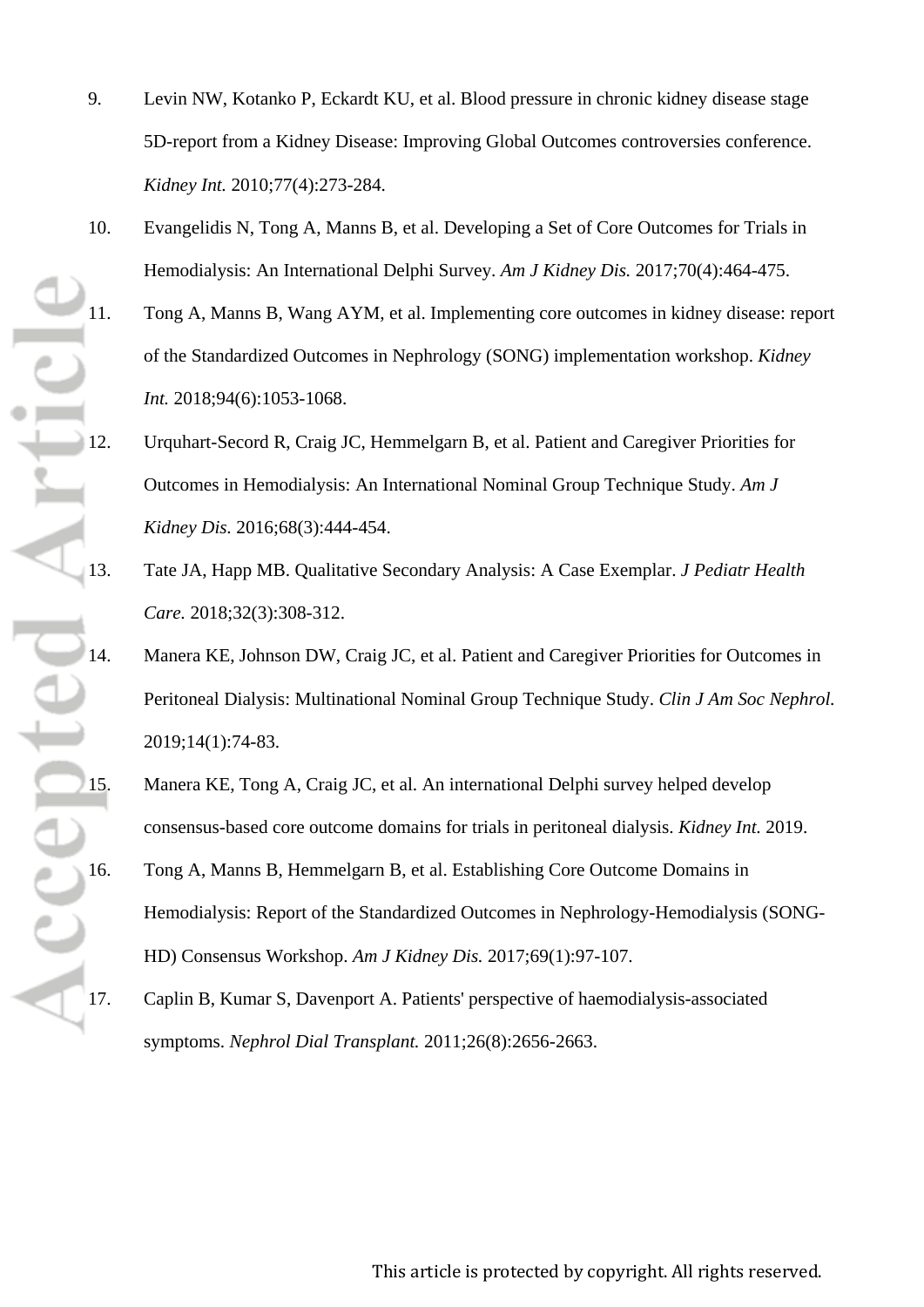9. Levin NW, Kotanko P, Eckardt KU, et al. Blood pressure in chronic kidney disease stage 5D-report from a Kidney Disease: Improving Global Outcomes controversies conference. *Kidney Int.* 2010;77(4):273-284.
10. Evangelidis N, Tong A, Manns B, et al. Developing a Set of Core Outcomes for Trials in Hemodialysis: An International Delphi Survey. *Am J Kidney Dis.* 2017;70(4):464-475.
11. Tong A, Manns B, Wang AYM, et al. Implementing core outcomes in kidney disease: report of the Standardized Outcomes in Nephrology (SONG) implementation workshop. *Kidney Int.* 2018;94(6):1053-1068.
12. Urquhart-Secord R, Craig JC, Hemmelgarn B, et al. Patient and Caregiver Priorities for Outcomes in Hemodialysis: An International Nominal Group Technique Study. *Am J Kidney Dis.* 2016;68(3):444-454.
13. Tate JA, Happ MB. Qualitative Secondary Analysis: A Case Exemplar. *J Pediatr Health Care.* 2018;32(3):308-312.
14. Manera KE, Johnson DW, Craig JC, et al. Patient and Caregiver Priorities for Outcomes in Peritoneal Dialysis: Multinational Nominal Group Technique Study. *Clin J Am Soc Nephrol.* 2019;14(1):74-83.
15. Manera KE, Tong A, Craig JC, et al. An international Delphi survey helped develop consensus-based core outcome domains for trials in peritoneal dialysis. *Kidney Int.* 2019.
16. Tong A, Manns B, Hemmelgarn B, et al. Establishing Core Outcome Domains in Hemodialysis: Report of the Standardized Outcomes in Nephrology-Hemodialysis (SONG-HD) Consensus Workshop. *Am J Kidney Dis.* 2017;69(1):97-107.
17. Caplin B, Kumar S, Davenport A. Patients' perspective of haemodialysis-associated symptoms. *Nephrol Dial Transplant.* 2011;26(8):2656-2663.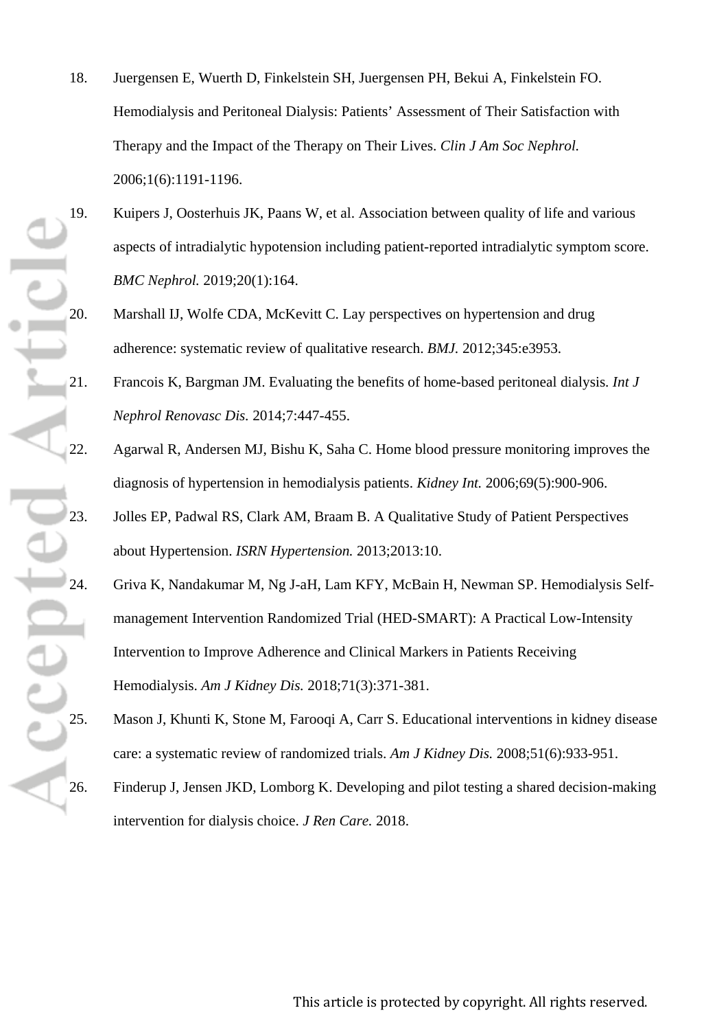18. Juergensen E, Wuerth D, Finkelstein SH, Juergensen PH, Bekui A, Finkelstein FO. Hemodialysis and Peritoneal Dialysis: Patients' Assessment of Their Satisfaction with Therapy and the Impact of the Therapy on Their Lives. *Clin J Am Soc Nephrol.* 2006;1(6):1191-1196.
19. Kuipers J, Oosterhuis JK, Paans W, et al. Association between quality of life and various aspects of intradialytic hypotension including patient-reported intradialytic symptom score. *BMC Nephrol.* 2019;20(1):164.
20. Marshall IJ, Wolfe CDA, McKevitt C. Lay perspectives on hypertension and drug adherence: systematic review of qualitative research. *BMJ.* 2012;345:e3953.
21. Francois K, Bargman JM. Evaluating the benefits of home-based peritoneal dialysis. *Int J Nephrol Renovasc Dis.* 2014;7:447-455.
22. Agarwal R, Andersen MJ, Bishu K, Saha C. Home blood pressure monitoring improves the diagnosis of hypertension in hemodialysis patients. *Kidney Int.* 2006;69(5):900-906.
23. Jolles EP, Padwal RS, Clark AM, Braam B. A Qualitative Study of Patient Perspectives about Hypertension. *ISRN Hypertension.* 2013;2013:10.
24. Griva K, Nandakumar M, Ng J-aH, Lam KFY, McBain H, Newman SP. Hemodialysis Self-management Intervention Randomized Trial (HED-SMART): A Practical Low-Intensity Intervention to Improve Adherence and Clinical Markers in Patients Receiving Hemodialysis. *Am J Kidney Dis.* 2018;71(3):371-381.
25. Mason J, Khunti K, Stone M, Farooqi A, Carr S. Educational interventions in kidney disease care: a systematic review of randomized trials. *Am J Kidney Dis.* 2008;51(6):933-951.
26. Finderup J, Jensen JKD, Lomborg K. Developing and pilot testing a shared decision-making intervention for dialysis choice. *J Ren Care.* 2018.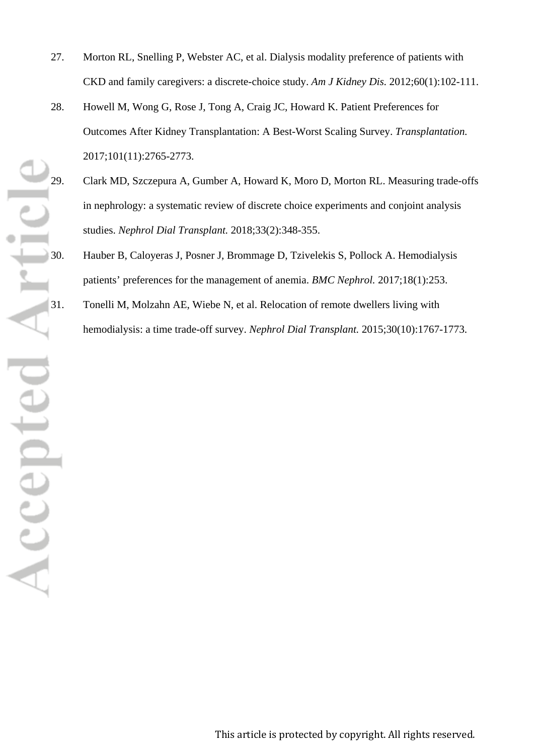27. Morton RL, Snelling P, Webster AC, et al. Dialysis modality preference of patients with CKD and family caregivers: a discrete-choice study. *Am J Kidney Dis.* 2012;60(1):102-111.
28. Howell M, Wong G, Rose J, Tong A, Craig JC, Howard K. Patient Preferences for Outcomes After Kidney Transplantation: A Best-Worst Scaling Survey. *Transplantation.* 2017;101(11):2765-2773.
29. Clark MD, Szczepura A, Gumber A, Howard K, Moro D, Morton RL. Measuring trade-offs in nephrology: a systematic review of discrete choice experiments and conjoint analysis studies. *Nephrol Dial Transplant.* 2018;33(2):348-355.
30. Hauber B, Caloyeras J, Posner J, Brommage D, Tzivelekis S, Pollock A. Hemodialysis patients' preferences for the management of anemia. *BMC Nephrol.* 2017;18(1):253.
31. Tonelli M, Molzahn AE, Wiebe N, et al. Relocation of remote dwellers living with hemodialysis: a time trade-off survey. *Nephrol Dial Transplant.* 2015;30(10):1767-1773.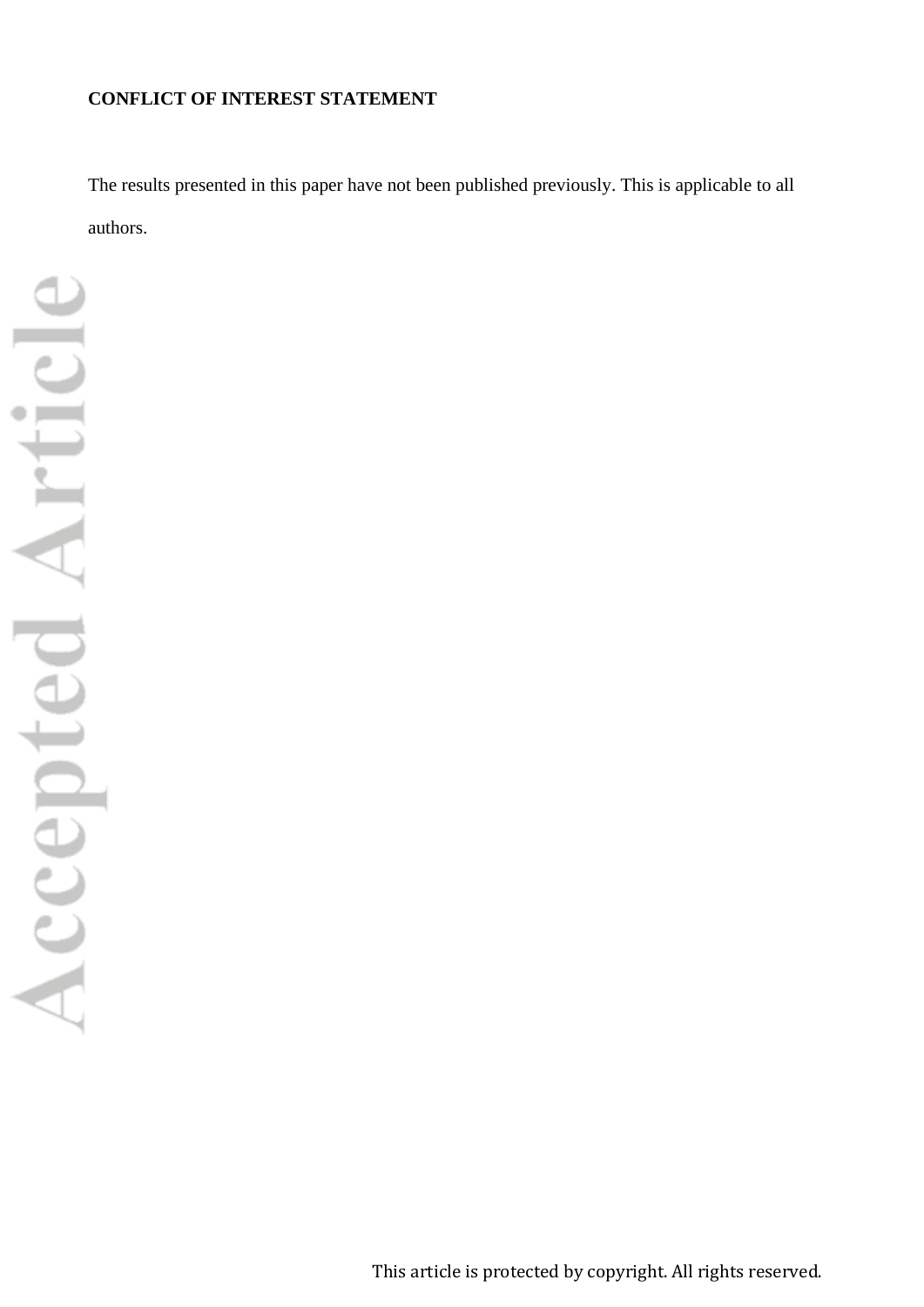**CONFLICT OF INTEREST STATEMENT**

The results presented in this paper have not been published previously. This is applicable to all authors.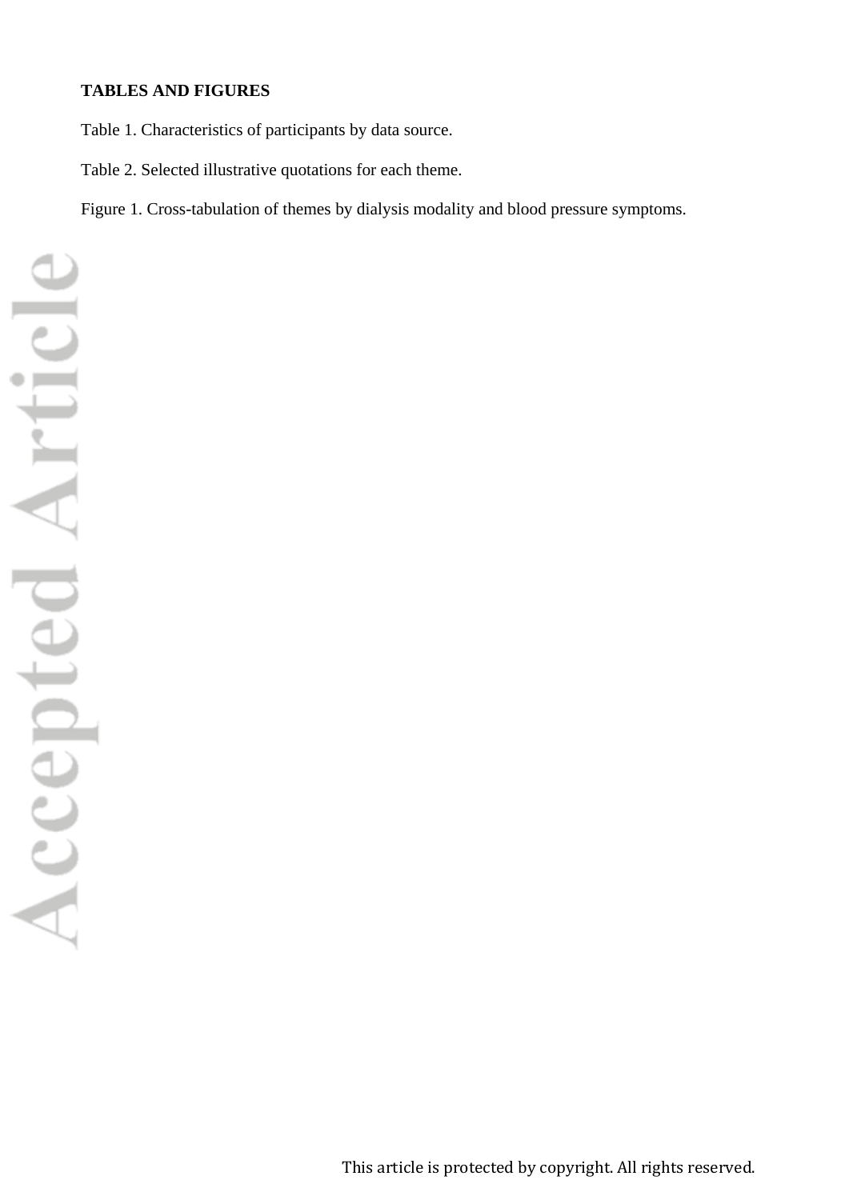**TABLES AND FIGURES**

Table 1. Characteristics of participants by data source.

Table 2. Selected illustrative quotations for each theme.

Figure 1. Cross-tabulation of themes by dialysis modality and blood pressure symptoms.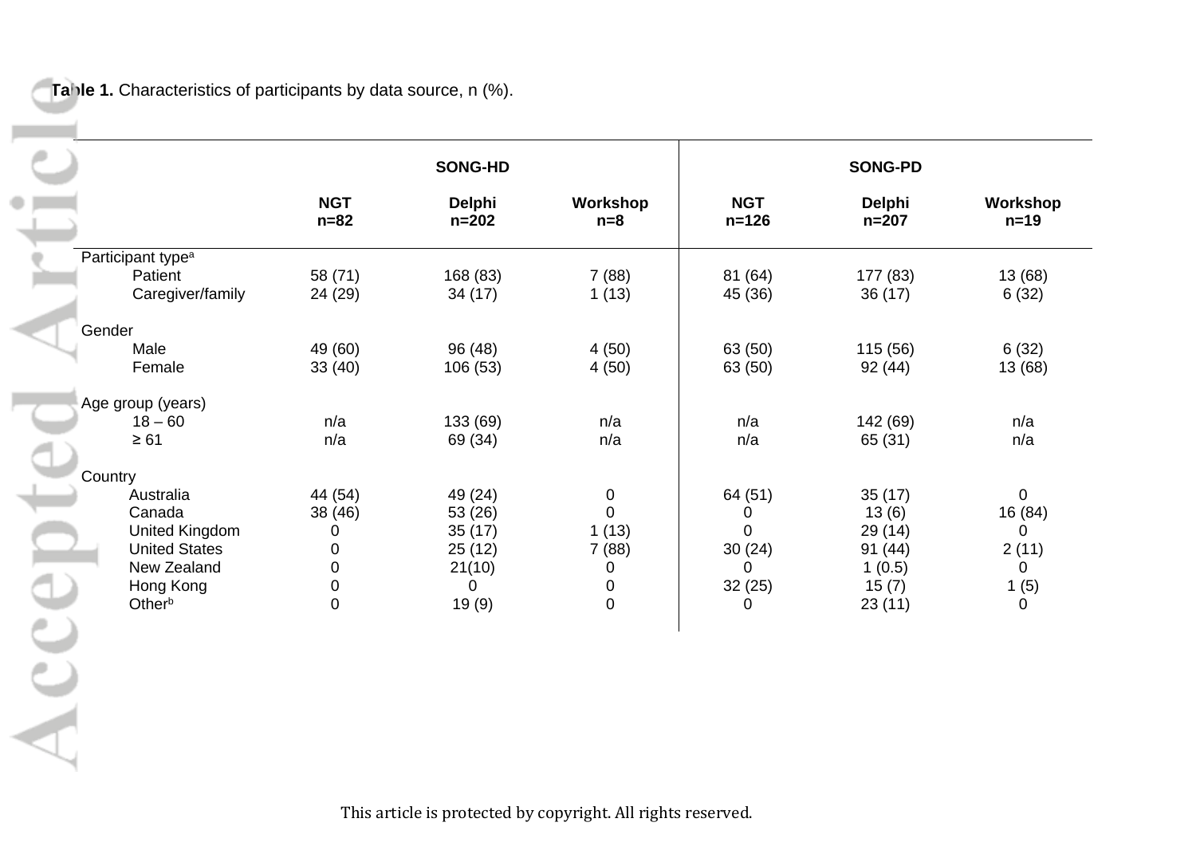**Table 1.** Characteristics of participants by data source, n (%).

| | SONG-HD | | | SONG-PD | | |
|---|---|---|---|---|---|---|
| | NGT n=82 | Delphi n=202 | Workshop n=8 | NGT n=126 | Delphi n=207 | Workshop n=19 |
| Participant type[a] | | | | | | |
| Patient | 58 (71) | 168 (83) | 7 (88) | 81 (64) | 177 (83) | 13 (68) |
| Caregiver/family | 24 (29) | 34 (17) | 1 (13) | 45 (36) | 36 (17) | 6 (32) |
| Gender | | | | | | |
| Male | 49 (60) | 96 (48) | 4 (50) | 63 (50) | 115 (56) | 6 (32) |
| Female | 33 (40) | 106 (53) | 4 (50) | 63 (50) | 92 (44) | 13 (68) |
| Age group (years) | | | | | | |
| 18 – 60 | n/a | 133 (69) | n/a | n/a | 142 (69) | n/a |
| ≥ 61 | n/a | 69 (34) | n/a | n/a | 65 (31) | n/a |
| Country | | | | | | |
| Australia | 44 (54) | 49 (24) | 0 | 64 (51) | 35 (17) | 0 |
| Canada | 38 (46) | 53 (26) | 0 | 0 | 13 (6) | 16 (84) |
| United Kingdom | 0 | 35 (17) | 1 (13) | 0 | 29 (14) | 0 |
| United States | 0 | 25 (12) | 7 (88) | 30 (24) | 91 (44) | 2 (11) |
| New Zealand | 0 | 21(10) | 0 | 0 | 1 (0.5) | 0 |
| Hong Kong | 0 | 0 | 0 | 32 (25) | 15 (7) | 1 (5) |
| Other[b] | 0 | 19 (9) | 0 | 0 | 23 (11) | 0 |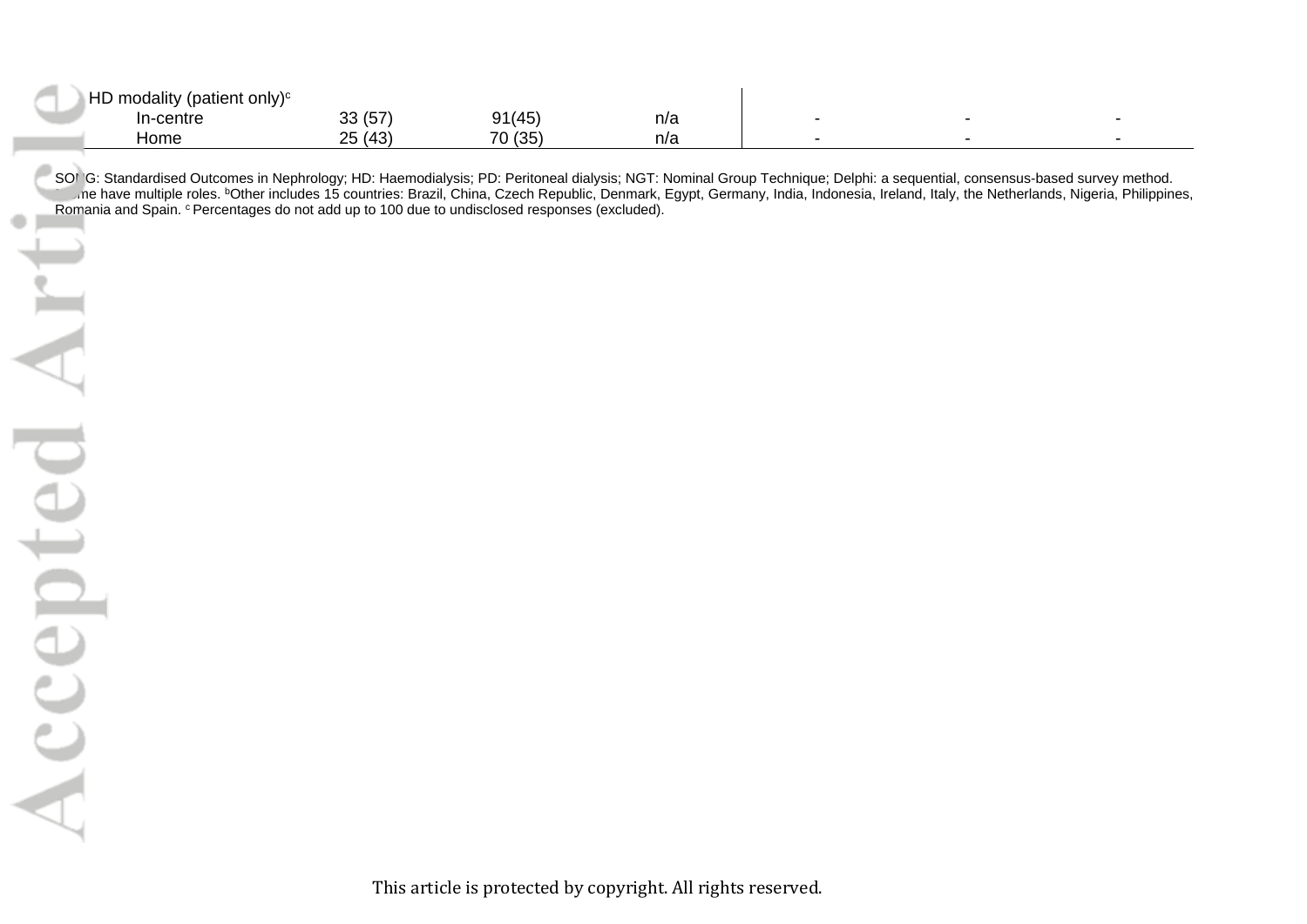| | | | | | | |
|---|---|---|---|---|---|---|
| HD modality (patient only)[c] | | | | | | |
| In-centre | 33 (57) | 91(45) | n/a | - | - | - |
| Home | 25 (43) | 70 (35) | n/a | - | - | - |

SONG: Standardised Outcomes in Nephrology; HD: Haemodialysis; PD: Peritoneal dialysis; NGT: Nominal Group Technique; Delphi: a sequential, consensus-based survey method. [a]Some have multiple roles. [b]Other includes 15 countries: Brazil, China, Czech Republic, Denmark, Egypt, Germany, India, Indonesia, Ireland, Italy, the Netherlands, Nigeria, Philippines, Romania and Spain. [c] Percentages do not add up to 100 due to undisclosed responses (excluded).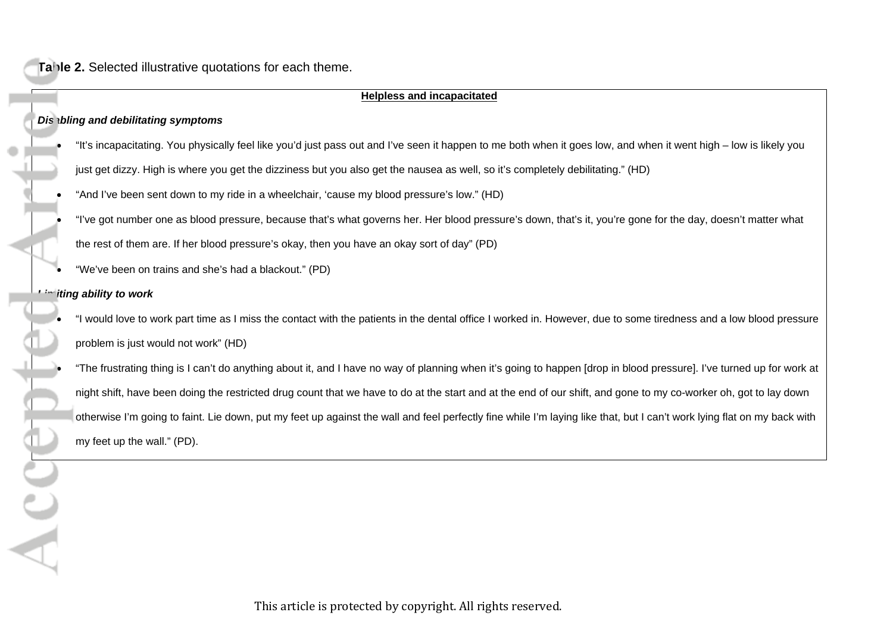**Table 2.** Selected illustrative quotations for each theme.

**Helpless and incapacitated**

***Disabling and debilitating symptoms***

- "It's incapacitating. You physically feel like you'd just pass out and I've seen it happen to me both when it goes low, and when it went high – low is likely you just get dizzy. High is where you get the dizziness but you also get the nausea as well, so it's completely debilitating." (HD)
- "And I've been sent down to my ride in a wheelchair, 'cause my blood pressure's low." (HD)
- "I've got number one as blood pressure, because that's what governs her. Her blood pressure's down, that's it, you're gone for the day, doesn't matter what the rest of them are. If her blood pressure's okay, then you have an okay sort of day" (PD)
- "We've been on trains and she's had a blackout." (PD)

***Limiting ability to work***

- "I would love to work part time as I miss the contact with the patients in the dental office I worked in. However, due to some tiredness and a low blood pressure problem is just would not work" (HD)
- "The frustrating thing is I can't do anything about it, and I have no way of planning when it's going to happen [drop in blood pressure]. I've turned up for work at night shift, have been doing the restricted drug count that we have to do at the start and at the end of our shift, and gone to my co-worker oh, got to lay down otherwise I'm going to faint. Lie down, put my feet up against the wall and feel perfectly fine while I'm laying like that, but I can't work lying flat on my back with my feet up the wall." (PD).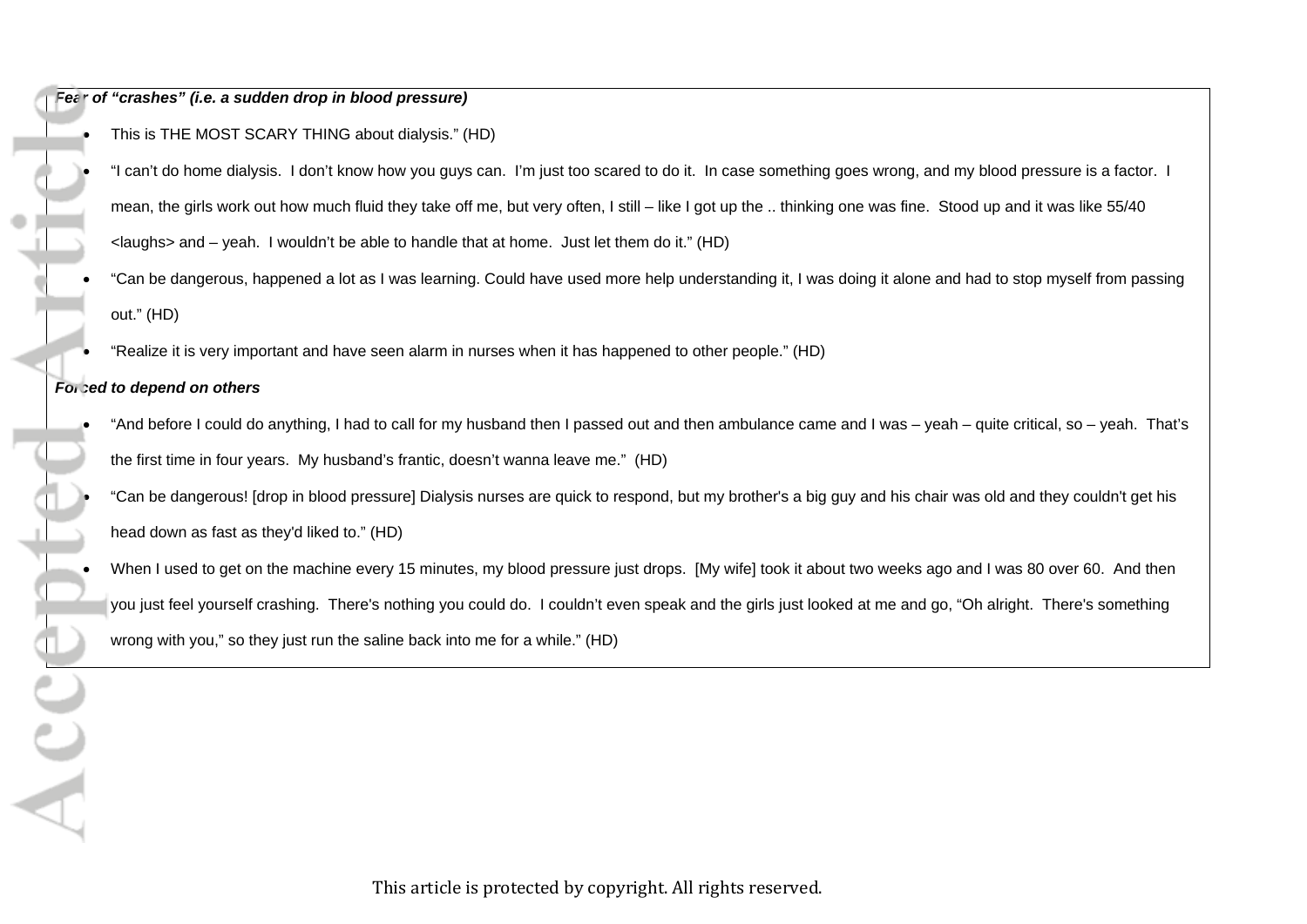***Fear of "crashes" (i.e. a sudden drop in blood pressure)***

- This is THE MOST SCARY THING about dialysis." (HD)
- "I can't do home dialysis. I don't know how you guys can. I'm just too scared to do it. In case something goes wrong, and my blood pressure is a factor. I mean, the girls work out how much fluid they take off me, but very often, I still – like I got up the .. thinking one was fine. Stood up and it was like 55/40 <laughs> and – yeah. I wouldn't be able to handle that at home. Just let them do it." (HD)
- "Can be dangerous, happened a lot as I was learning. Could have used more help understanding it, I was doing it alone and had to stop myself from passing out." (HD)
- "Realize it is very important and have seen alarm in nurses when it has happened to other people." (HD)

***Forced to depend on others***

- "And before I could do anything, I had to call for my husband then I passed out and then ambulance came and I was – yeah – quite critical, so – yeah. That's the first time in four years. My husband's frantic, doesn't wanna leave me." (HD)
- "Can be dangerous! [drop in blood pressure] Dialysis nurses are quick to respond, but my brother's a big guy and his chair was old and they couldn't get his head down as fast as they'd liked to." (HD)
- When I used to get on the machine every 15 minutes, my blood pressure just drops. [My wife] took it about two weeks ago and I was 80 over 60. And then you just feel yourself crashing. There's nothing you could do. I couldn't even speak and the girls just looked at me and go, "Oh alright. There's something wrong with you," so they just run the saline back into me for a while." (HD)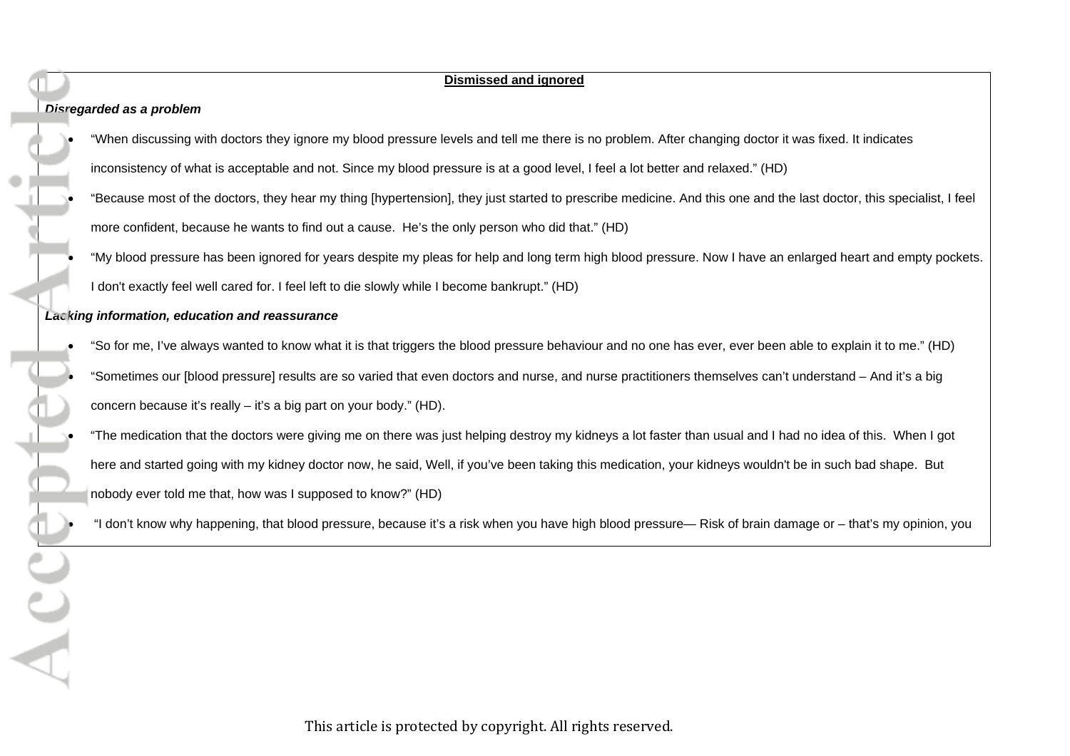**Dismissed and ignored**

***Disregarded as a problem***

- "When discussing with doctors they ignore my blood pressure levels and tell me there is no problem. After changing doctor it was fixed. It indicates inconsistency of what is acceptable and not. Since my blood pressure is at a good level, I feel a lot better and relaxed." (HD)
- "Because most of the doctors, they hear my thing [hypertension], they just started to prescribe medicine. And this one and the last doctor, this specialist, I feel more confident, because he wants to find out a cause. He's the only person who did that." (HD)
- "My blood pressure has been ignored for years despite my pleas for help and long term high blood pressure. Now I have an enlarged heart and empty pockets. I don't exactly feel well cared for. I feel left to die slowly while I become bankrupt." (HD)

***Lacking information, education and reassurance***

- "So for me, I've always wanted to know what it is that triggers the blood pressure behaviour and no one has ever, ever been able to explain it to me." (HD)
- "Sometimes our [blood pressure] results are so varied that even doctors and nurse, and nurse practitioners themselves can't understand – And it's a big concern because it's really – it's a big part on your body." (HD).
- "The medication that the doctors were giving me on there was just helping destroy my kidneys a lot faster than usual and I had no idea of this. When I got here and started going with my kidney doctor now, he said, Well, if you've been taking this medication, your kidneys wouldn't be in such bad shape. But nobody ever told me that, how was I supposed to know?" (HD)
- "I don't know why happening, that blood pressure, because it's a risk when you have high blood pressure— Risk of brain damage or – that's my opinion, you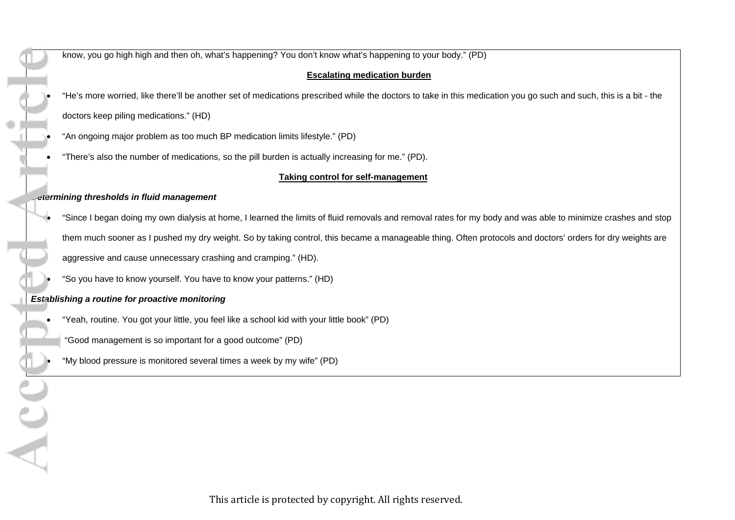know, you go high high and then oh, what's happening? You don't know what's happening to your body." (PD)

**Escalating medication burden**

- "He's more worried, like there'll be another set of medications prescribed while the doctors to take in this medication you go such and such, this is a bit - the doctors keep piling medications." (HD)
- "An ongoing major problem as too much BP medication limits lifestyle." (PD)
- "There's also the number of medications, so the pill burden is actually increasing for me." (PD).

**Taking control for self-management**

***Determining thresholds in fluid management***

- "Since I began doing my own dialysis at home, I learned the limits of fluid removals and removal rates for my body and was able to minimize crashes and stop them much sooner as I pushed my dry weight. So by taking control, this became a manageable thing. Often protocols and doctors' orders for dry weights are aggressive and cause unnecessary crashing and cramping." (HD).
- "So you have to know yourself. You have to know your patterns." (HD)

***Establishing a routine for proactive monitoring***

- "Yeah, routine. You got your little, you feel like a school kid with your little book" (PD)
- "Good management is so important for a good outcome" (PD)
- "My blood pressure is monitored several times a week by my wife" (PD)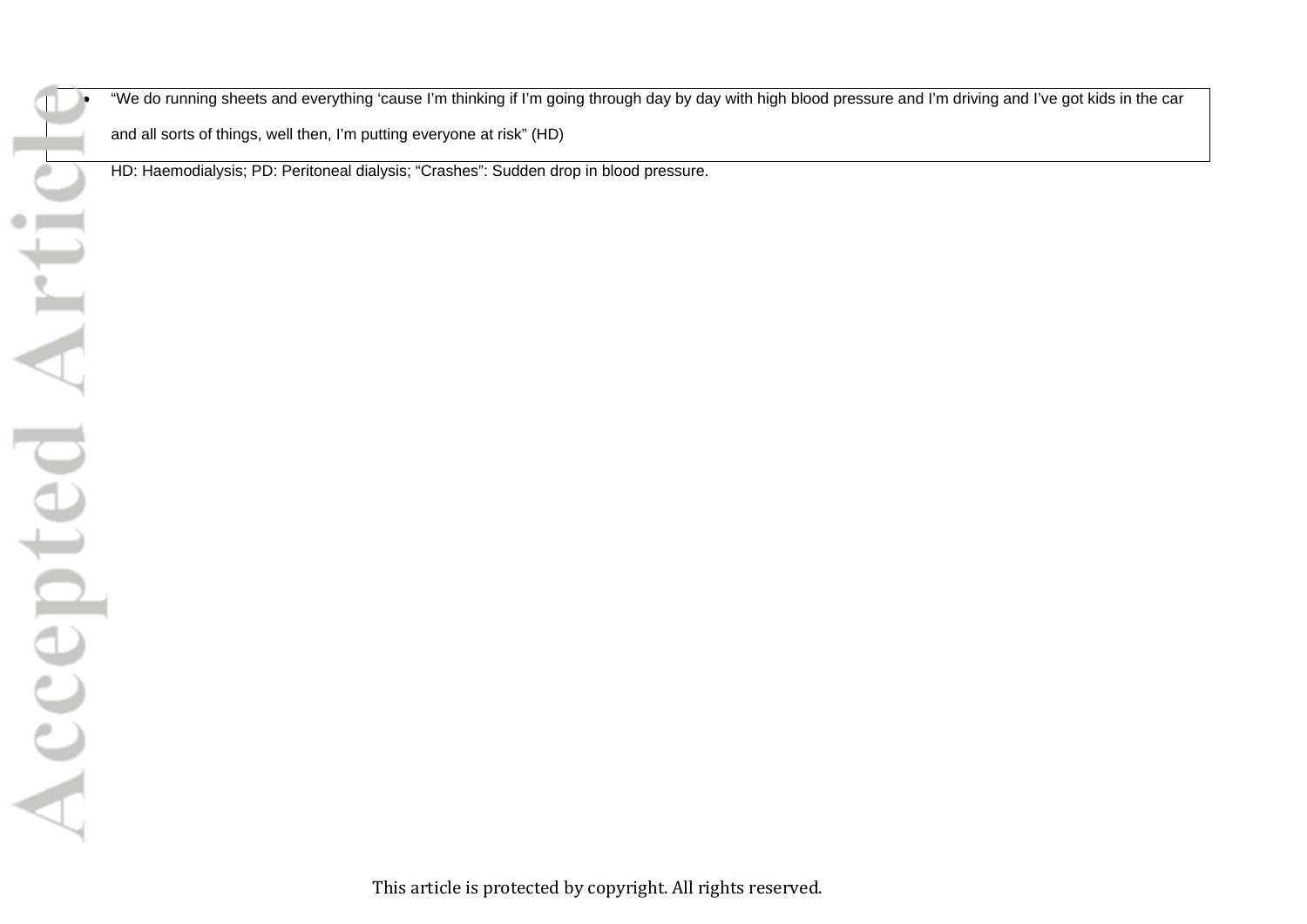- “We do running sheets and everything ‘cause I’m thinking if I’m going through day by day with high blood pressure and I’m driving and I’ve got kids in the car and all sorts of things, well then, I’m putting everyone at risk” (HD)

HD: Haemodialysis; PD: Peritoneal dialysis; “Crashes”: Sudden drop in blood pressure.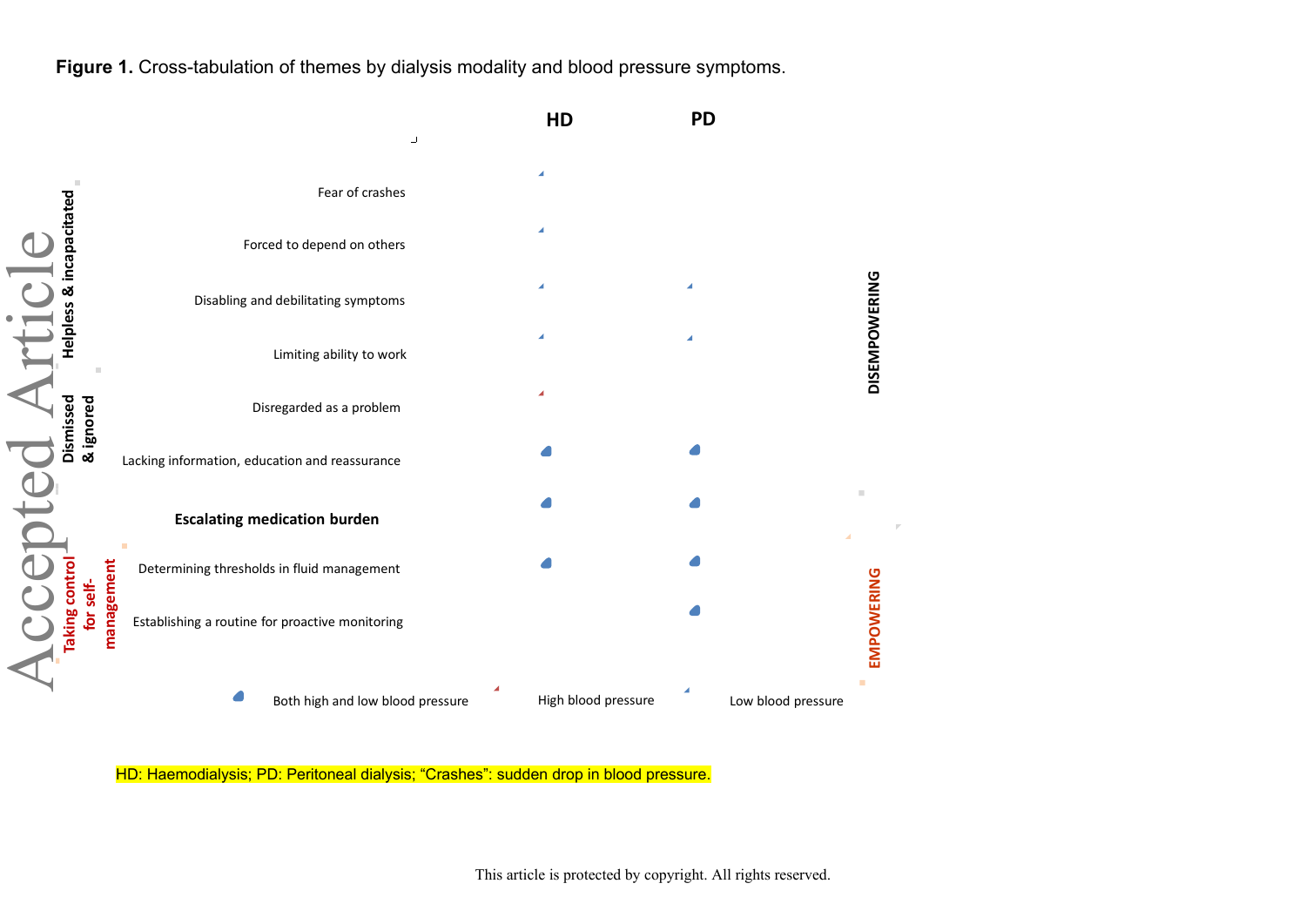**Figure 1.** Cross-tabulation of themes by dialysis modality and blood pressure symptoms.

HD

PD

Helpless & incapacitated

Fear of crashes

Forced to depend on others

Disabling and debilitating symptoms

Limiting ability to work

Dismissed & ignored

Disregarded as a problem

Lacking information, education and reassurance

**Escalating medication burden**

Taking control for self-management

Determining thresholds in fluid management

Establishing a routine for proactive monitoring

DISEMPOWERING

EMPOWERING

Both high and low blood pressure

High blood pressure

Low blood pressure

HD: Haemodialysis; PD: Peritoneal dialysis; “Crashes”: sudden drop in blood pressure.